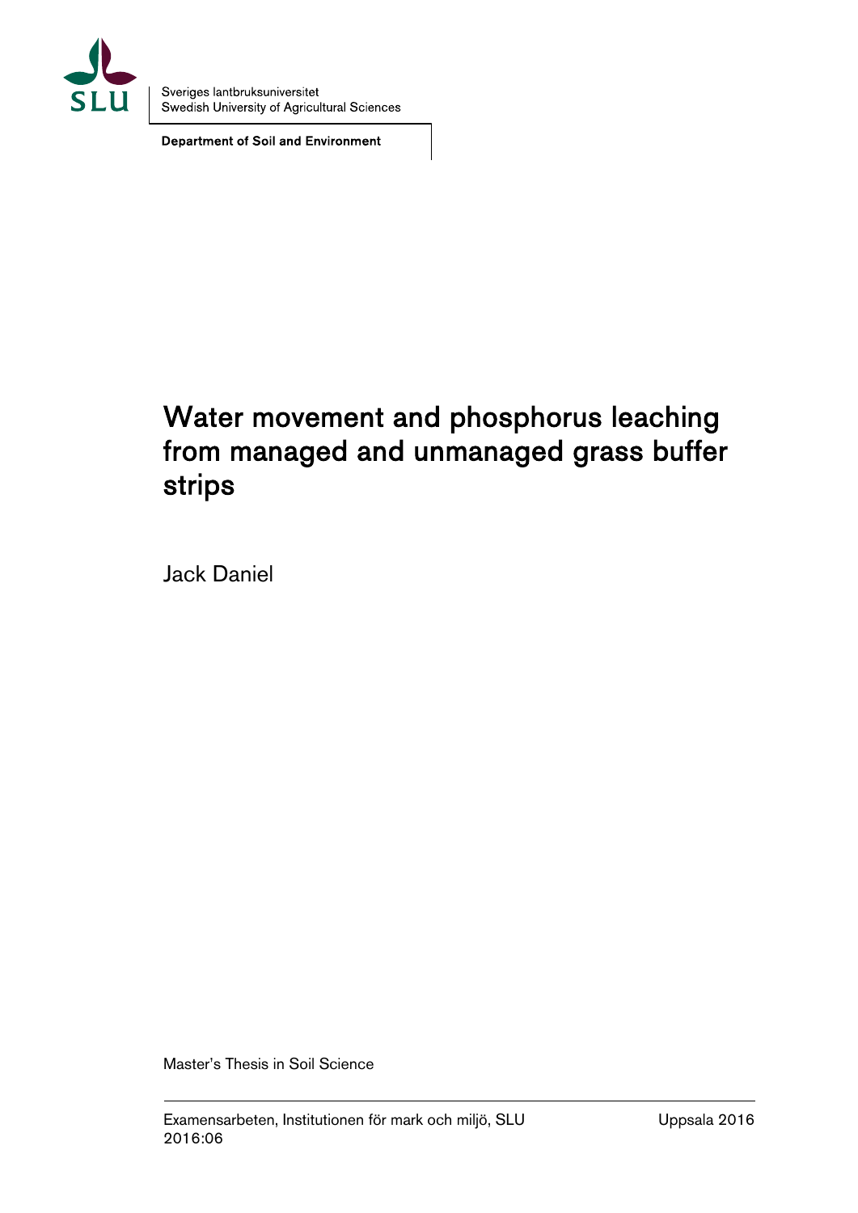Sveriges lantbruksuniversitet
Swedish University of Agricultural Sciences

**Department of Soil and Environment**

# Water movement and phosphorus leaching from managed and unmanaged grass buffer strips

Jack Daniel

Master's Thesis in Soil Science

Examensarbeten, Institutionen för mark och miljö, SLU 2016:06

Uppsala 2016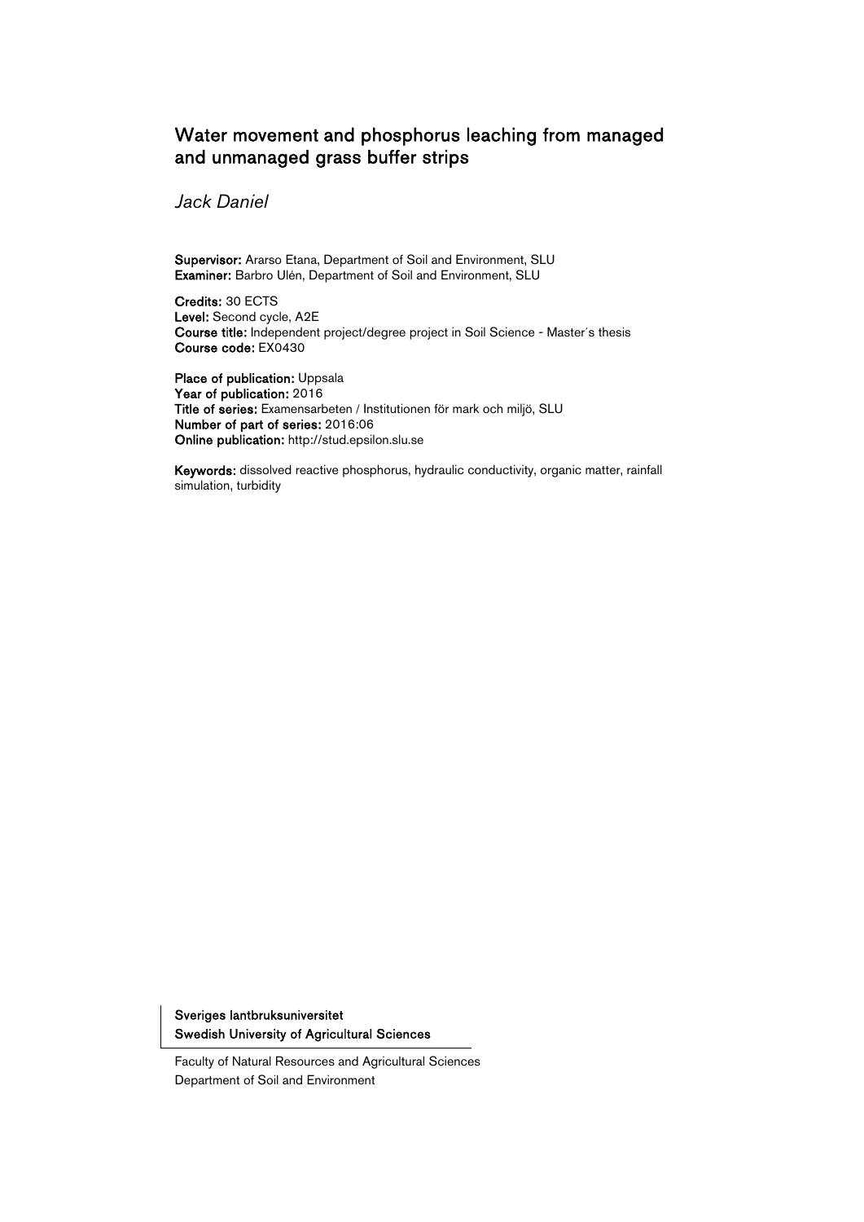# Water movement and phosphorus leaching from managed and unmanaged grass buffer strips

*Jack Daniel*

**Supervisor:** Ararso Etana, Department of Soil and Environment, SLU
**Examiner:** Barbro Ulén, Department of Soil and Environment, SLU

**Credits:** 30 ECTS
**Level:** Second cycle, A2E
**Course title:** Independent project/degree project in Soil Science - Master´s thesis
**Course code:** EX0430

**Place of publication:** Uppsala
**Year of publication:** 2016
**Title of series:** Examensarbeten / Institutionen för mark och miljö, SLU
**Number of part of series:** 2016:06
**Online publication:** http://stud.epsilon.slu.se

**Keywords:** dissolved reactive phosphorus, hydraulic conductivity, organic matter, rainfall simulation, turbidity

**Sveriges lantbruksuniversitet**
**Swedish University of Agricultural Sciences**

Faculty of Natural Resources and Agricultural Sciences
Department of Soil and Environment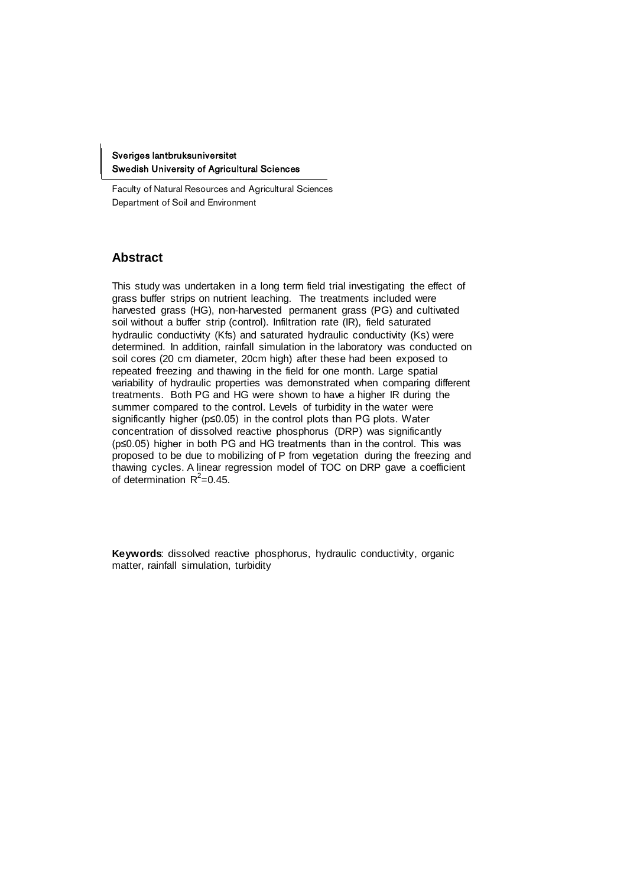Sveriges lantbruksuniversitet
Swedish University of Agricultural Sciences

Faculty of Natural Resources and Agricultural Sciences
Department of Soil and Environment

## Abstract

This study was undertaken in a long term field trial investigating the effect of grass buffer strips on nutrient leaching. The treatments included were harvested grass (HG), non-harvested permanent grass (PG) and cultivated soil without a buffer strip (control). Infiltration rate (IR), field saturated hydraulic conductivity (Kfs) and saturated hydraulic conductivity (Ks) were determined. In addition, rainfall simulation in the laboratory was conducted on soil cores (20 cm diameter, 20cm high) after these had been exposed to repeated freezing and thawing in the field for one month. Large spatial variability of hydraulic properties was demonstrated when comparing different treatments. Both PG and HG were shown to have a higher IR during the summer compared to the control. Levels of turbidity in the water were significantly higher ($p \le 0.05$) in the control plots than PG plots. Water concentration of dissolved reactive phosphorus (DRP) was significantly ($p \le 0.05$) higher in both PG and HG treatments than in the control. This was proposed to be due to mobilizing of P from vegetation during the freezing and thawing cycles. A linear regression model of TOC on DRP gave a coefficient of determination $R^2=0.45$.

**Keywords**: dissolved reactive phosphorus, hydraulic conductivity, organic matter, rainfall simulation, turbidity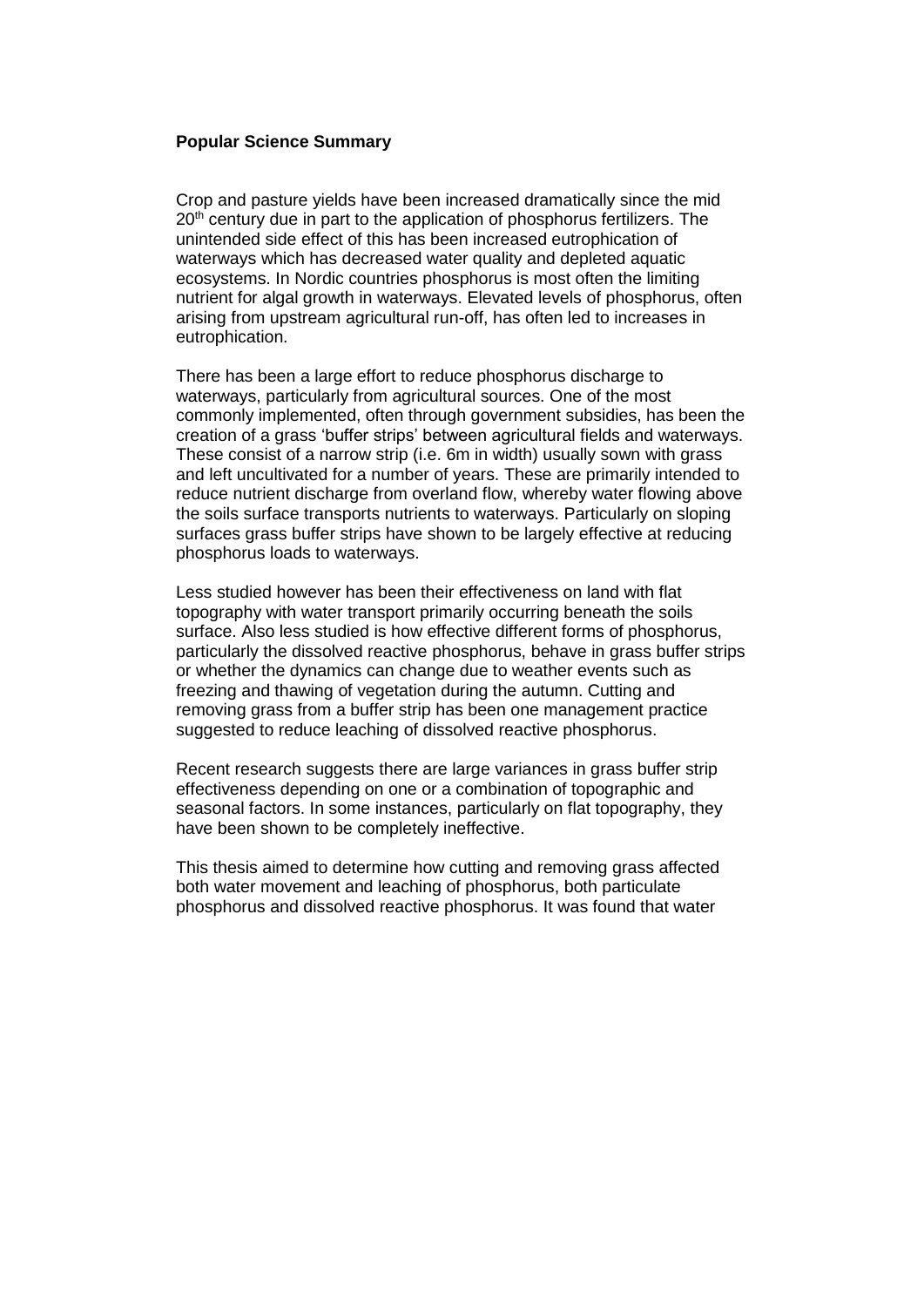**Popular Science Summary**

Crop and pasture yields have been increased dramatically since the mid 20th century due in part to the application of phosphorus fertilizers. The unintended side effect of this has been increased eutrophication of waterways which has decreased water quality and depleted aquatic ecosystems. In Nordic countries phosphorus is most often the limiting nutrient for algal growth in waterways. Elevated levels of phosphorus, often arising from upstream agricultural run-off, has often led to increases in eutrophication.

There has been a large effort to reduce phosphorus discharge to waterways, particularly from agricultural sources. One of the most commonly implemented, often through government subsidies, has been the creation of a grass 'buffer strips' between agricultural fields and waterways. These consist of a narrow strip (i.e. 6m in width) usually sown with grass and left uncultivated for a number of years. These are primarily intended to reduce nutrient discharge from overland flow, whereby water flowing above the soils surface transports nutrients to waterways. Particularly on sloping surfaces grass buffer strips have shown to be largely effective at reducing phosphorus loads to waterways.

Less studied however has been their effectiveness on land with flat topography with water transport primarily occurring beneath the soils surface. Also less studied is how effective different forms of phosphorus, particularly the dissolved reactive phosphorus, behave in grass buffer strips or whether the dynamics can change due to weather events such as freezing and thawing of vegetation during the autumn. Cutting and removing grass from a buffer strip has been one management practice suggested to reduce leaching of dissolved reactive phosphorus.

Recent research suggests there are large variances in grass buffer strip effectiveness depending on one or a combination of topographic and seasonal factors. In some instances, particularly on flat topography, they have been shown to be completely ineffective.

This thesis aimed to determine how cutting and removing grass affected both water movement and leaching of phosphorus, both particulate phosphorus and dissolved reactive phosphorus. It was found that water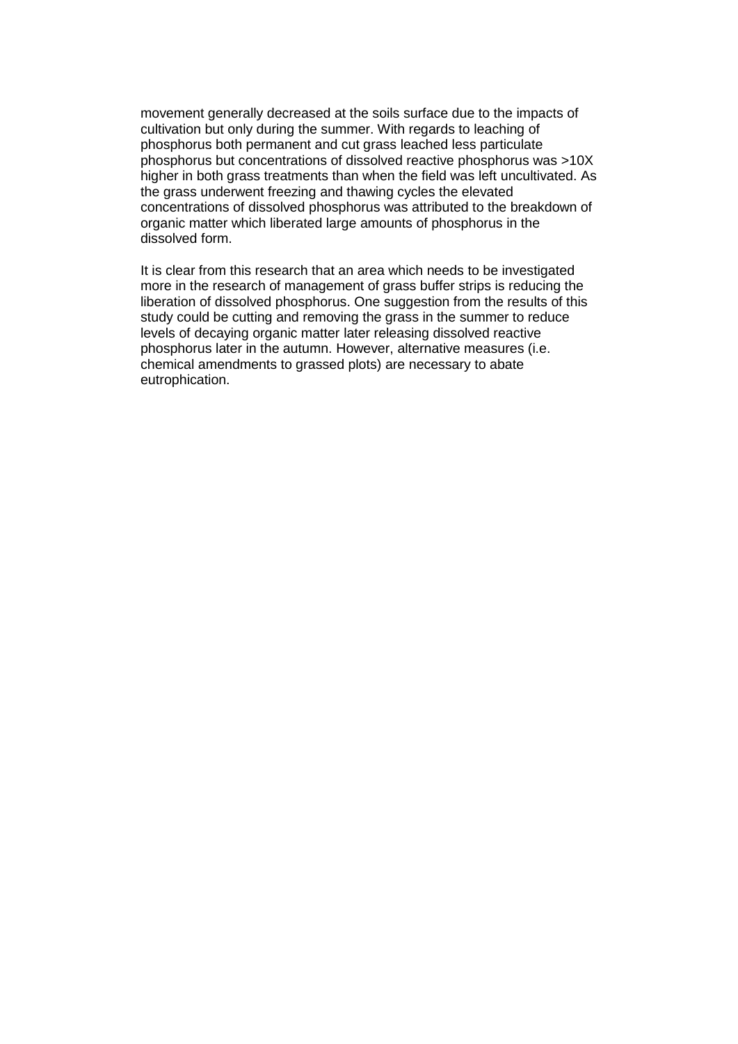movement generally decreased at the soils surface due to the impacts of cultivation but only during the summer. With regards to leaching of phosphorus both permanent and cut grass leached less particulate phosphorus but concentrations of dissolved reactive phosphorus was >10X higher in both grass treatments than when the field was left uncultivated. As the grass underwent freezing and thawing cycles the elevated concentrations of dissolved phosphorus was attributed to the breakdown of organic matter which liberated large amounts of phosphorus in the dissolved form.

It is clear from this research that an area which needs to be investigated more in the research of management of grass buffer strips is reducing the liberation of dissolved phosphorus. One suggestion from the results of this study could be cutting and removing the grass in the summer to reduce levels of decaying organic matter later releasing dissolved reactive phosphorus later in the autumn. However, alternative measures (i.e. chemical amendments to grassed plots) are necessary to abate eutrophication.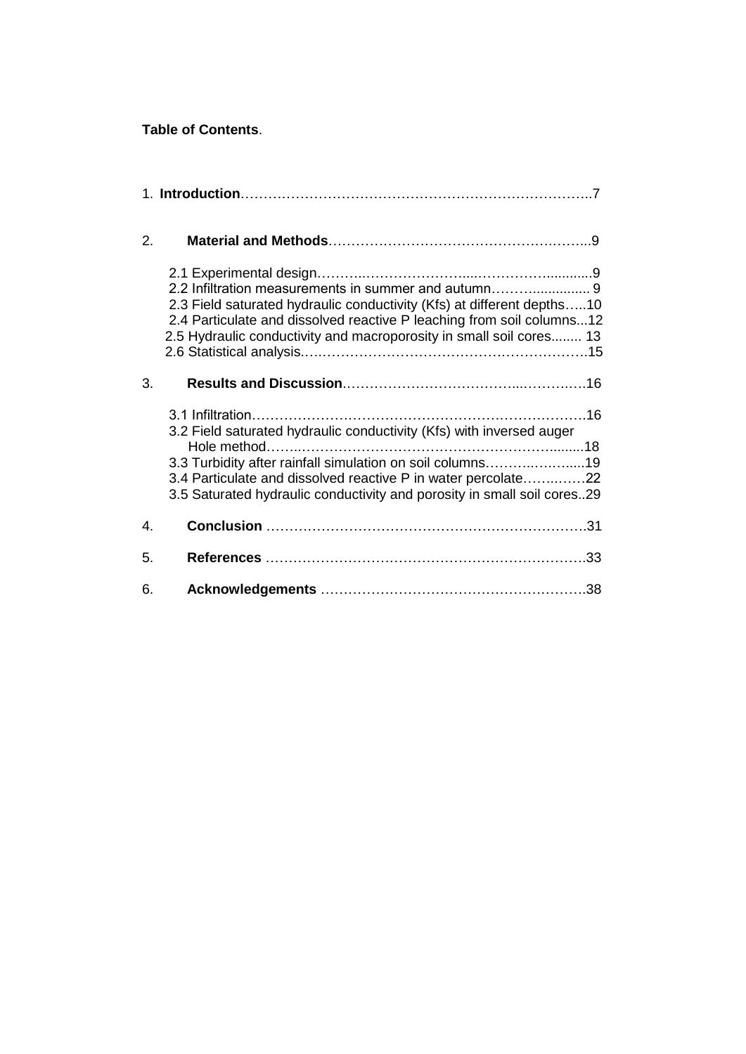**Table of Contents**.

1. **Introduction**……………………………………………………………………..7

2. **Material and Methods**………………………………………….……...9

   2.1 Experimental design………..…………………....…………............9
   2.2 Infiltration measurements in summer and autumn……….............. 9
   2.3 Field saturated hydraulic conductivity (Kfs) at different depths…..10
   2.4 Particulate and dissolved reactive P leaching from soil columns...12
   2.5 Hydraulic conductivity and macroporosity in small soil cores........ 13
   2.6 Statistical analysis.…………………………………………………….15

3. **Results and Discussion**.……………………………...………….….16

   3.1 Infiltration………………………………………………….…………….16
   3.2 Field saturated hydraulic conductivity (Kfs) with inversed auger Hole method……..……………………………………………….........18
   3.3 Turbidity after rainfall simulation on soil columns……….……......19
   3.4 Particulate and dissolved reactive P in water percolate……..……22
   3.5 Saturated hydraulic conductivity and porosity in small soil cores..29

4. **Conclusion** …………………………………………………………….31

5. **References** …………………………………………………………….33

6. **Acknowledgements** ………………………………………….……….38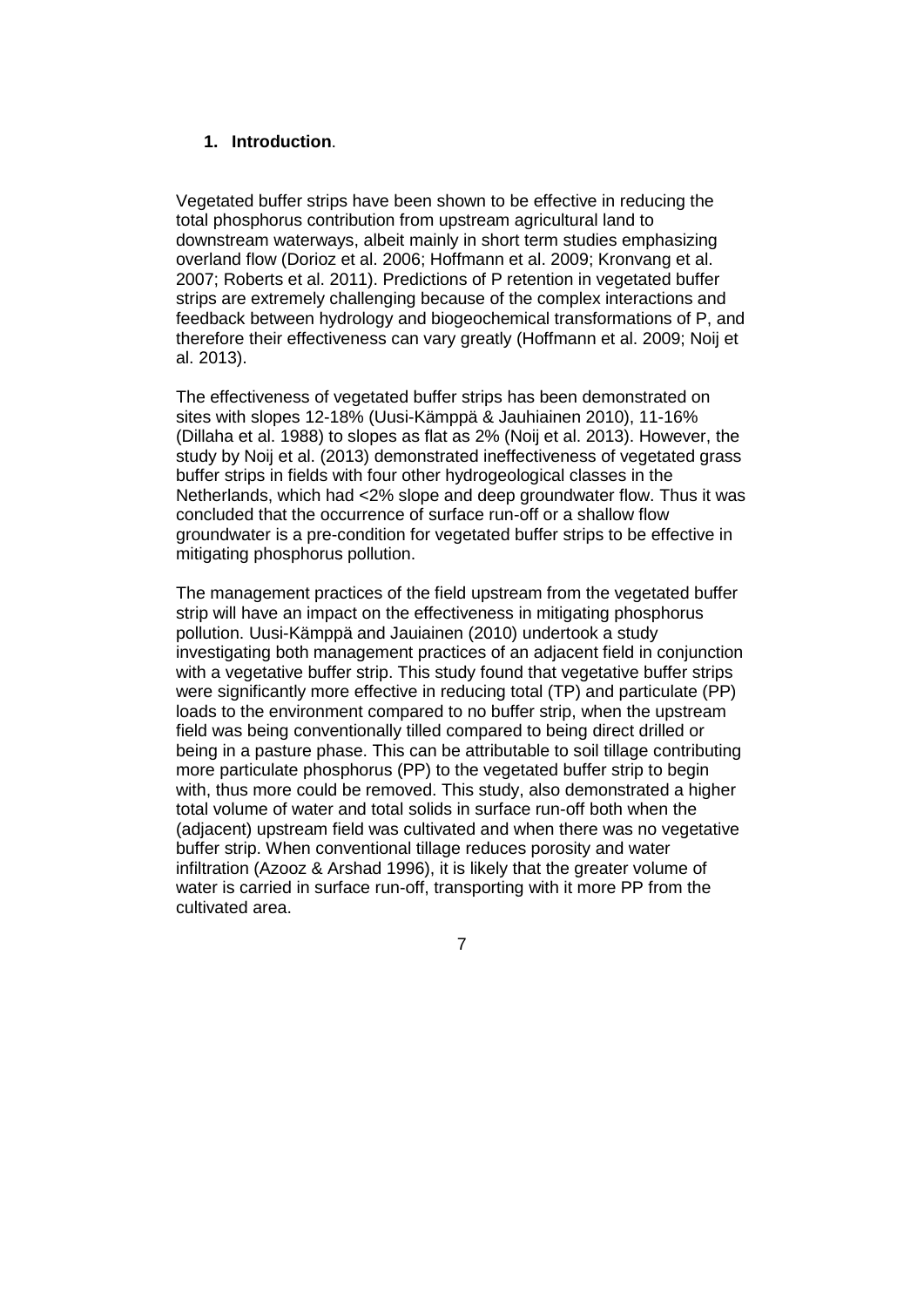## 1. Introduction.

Vegetated buffer strips have been shown to be effective in reducing the total phosphorus contribution from upstream agricultural land to downstream waterways, albeit mainly in short term studies emphasizing overland flow (Dorioz et al. 2006; Hoffmann et al. 2009; Kronvang et al. 2007; Roberts et al. 2011). Predictions of P retention in vegetated buffer strips are extremely challenging because of the complex interactions and feedback between hydrology and biogeochemical transformations of P, and therefore their effectiveness can vary greatly (Hoffmann et al. 2009; Noij et al. 2013).

The effectiveness of vegetated buffer strips has been demonstrated on sites with slopes 12-18% (Uusi-Kämppä & Jauhiainen 2010), 11-16% (Dillaha et al. 1988) to slopes as flat as 2% (Noij et al. 2013). However, the study by Noij et al. (2013) demonstrated ineffectiveness of vegetated grass buffer strips in fields with four other hydrogeological classes in the Netherlands, which had <2% slope and deep groundwater flow. Thus it was concluded that the occurrence of surface run-off or a shallow flow groundwater is a pre-condition for vegetated buffer strips to be effective in mitigating phosphorus pollution.

The management practices of the field upstream from the vegetated buffer strip will have an impact on the effectiveness in mitigating phosphorus pollution. Uusi-Kämppä and Jauiainen (2010) undertook a study investigating both management practices of an adjacent field in conjunction with a vegetative buffer strip. This study found that vegetative buffer strips were significantly more effective in reducing total (TP) and particulate (PP) loads to the environment compared to no buffer strip, when the upstream field was being conventionally tilled compared to being direct drilled or being in a pasture phase. This can be attributable to soil tillage contributing more particulate phosphorus (PP) to the vegetated buffer strip to begin with, thus more could be removed. This study, also demonstrated a higher total volume of water and total solids in surface run-off both when the (adjacent) upstream field was cultivated and when there was no vegetative buffer strip. When conventional tillage reduces porosity and water infiltration (Azooz & Arshad 1996), it is likely that the greater volume of water is carried in surface run-off, transporting with it more PP from the cultivated area.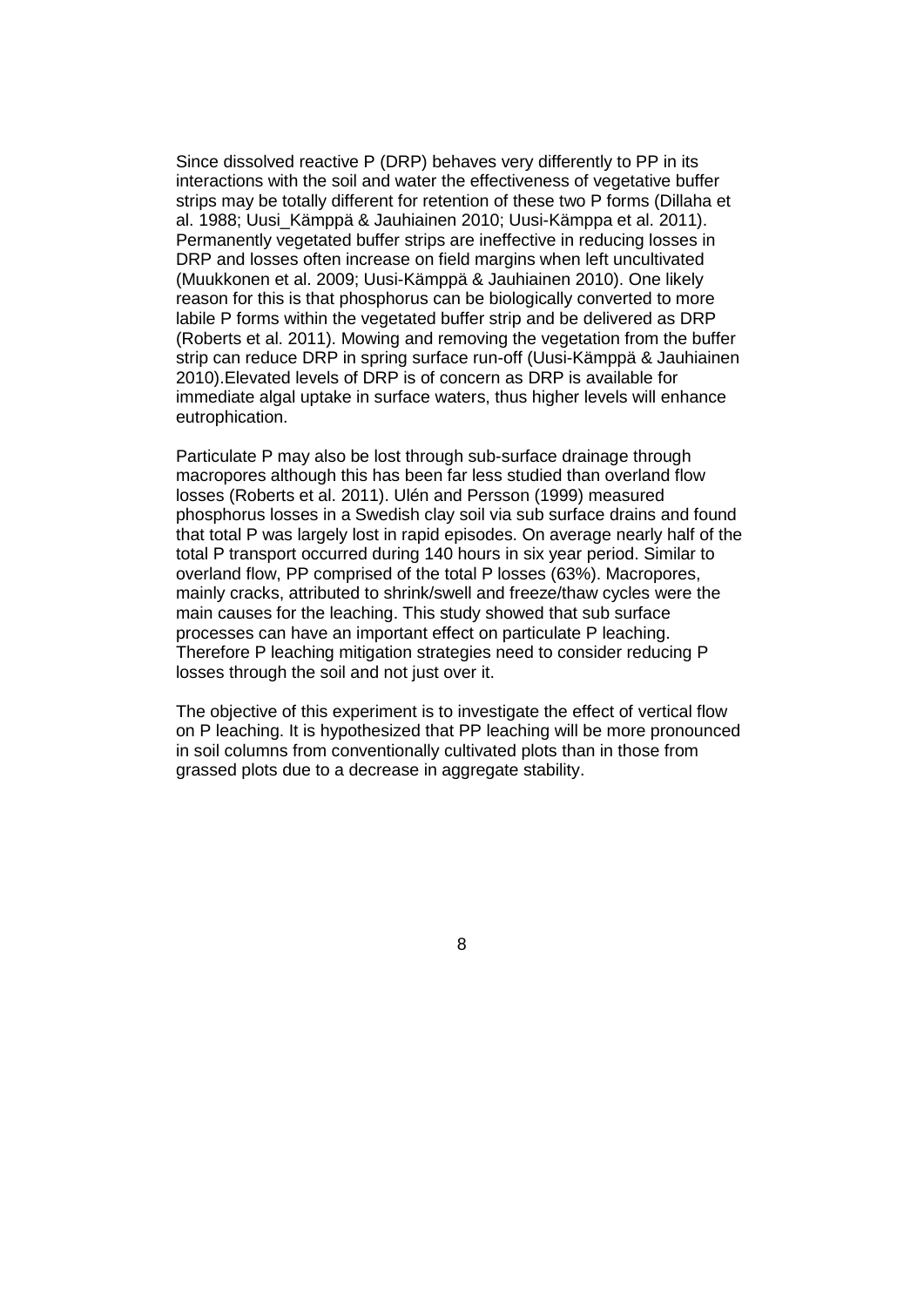Since dissolved reactive P (DRP) behaves very differently to PP in its interactions with the soil and water the effectiveness of vegetative buffer strips may be totally different for retention of these two P forms (Dillaha et al. 1988; Uusi_Kämppä & Jauhiainen 2010; Uusi-Kämppa et al. 2011). Permanently vegetated buffer strips are ineffective in reducing losses in DRP and losses often increase on field margins when left uncultivated (Muukkonen et al. 2009; Uusi-Kämppä & Jauhiainen 2010). One likely reason for this is that phosphorus can be biologically converted to more labile P forms within the vegetated buffer strip and be delivered as DRP (Roberts et al. 2011). Mowing and removing the vegetation from the buffer strip can reduce DRP in spring surface run-off (Uusi-Kämppä & Jauhiainen 2010).Elevated levels of DRP is of concern as DRP is available for immediate algal uptake in surface waters, thus higher levels will enhance eutrophication.

Particulate P may also be lost through sub-surface drainage through macropores although this has been far less studied than overland flow losses (Roberts et al. 2011). Ulén and Persson (1999) measured phosphorus losses in a Swedish clay soil via sub surface drains and found that total P was largely lost in rapid episodes. On average nearly half of the total P transport occurred during 140 hours in six year period. Similar to overland flow, PP comprised of the total P losses (63%). Macropores, mainly cracks, attributed to shrink/swell and freeze/thaw cycles were the main causes for the leaching. This study showed that sub surface processes can have an important effect on particulate P leaching. Therefore P leaching mitigation strategies need to consider reducing P losses through the soil and not just over it.

The objective of this experiment is to investigate the effect of vertical flow on P leaching. It is hypothesized that PP leaching will be more pronounced in soil columns from conventionally cultivated plots than in those from grassed plots due to a decrease in aggregate stability.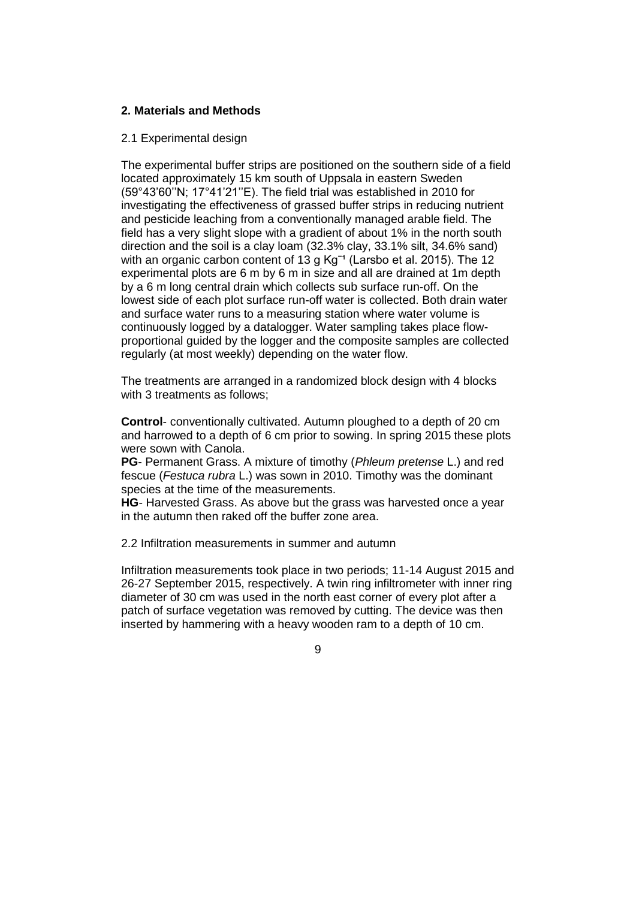## 2. Materials and Methods

### 2.1 Experimental design

The experimental buffer strips are positioned on the southern side of a field located approximately 15 km south of Uppsala in eastern Sweden (59°43'60''N; 17°41'21''E). The field trial was established in 2010 for investigating the effectiveness of grassed buffer strips in reducing nutrient and pesticide leaching from a conventionally managed arable field. The field has a very slight slope with a gradient of about 1% in the north south direction and the soil is a clay loam (32.3% clay, 33.1% silt, 34.6% sand) with an organic carbon content of 13 g $Kg^{-1}$ (Larsbo et al. 2015). The 12 experimental plots are 6 m by 6 m in size and all are drained at 1m depth by a 6 m long central drain which collects sub surface run-off. On the lowest side of each plot surface run-off water is collected. Both drain water and surface water runs to a measuring station where water volume is continuously logged by a datalogger. Water sampling takes place flow-proportional guided by the logger and the composite samples are collected regularly (at most weekly) depending on the water flow.

The treatments are arranged in a randomized block design with 4 blocks with 3 treatments as follows;

**Control**- conventionally cultivated. Autumn ploughed to a depth of 20 cm and harrowed to a depth of 6 cm prior to sowing. In spring 2015 these plots were sown with Canola.
**PG**- Permanent Grass. A mixture of timothy (*Phleum pretense* L.) and red fescue (*Festuca rubra* L.) was sown in 2010. Timothy was the dominant species at the time of the measurements.
**HG**- Harvested Grass. As above but the grass was harvested once a year in the autumn then raked off the buffer zone area.

### 2.2 Infiltration measurements in summer and autumn

Infiltration measurements took place in two periods; 11-14 August 2015 and 26-27 September 2015, respectively. A twin ring infiltrometer with inner ring diameter of 30 cm was used in the north east corner of every plot after a patch of surface vegetation was removed by cutting. The device was then inserted by hammering with a heavy wooden ram to a depth of 10 cm.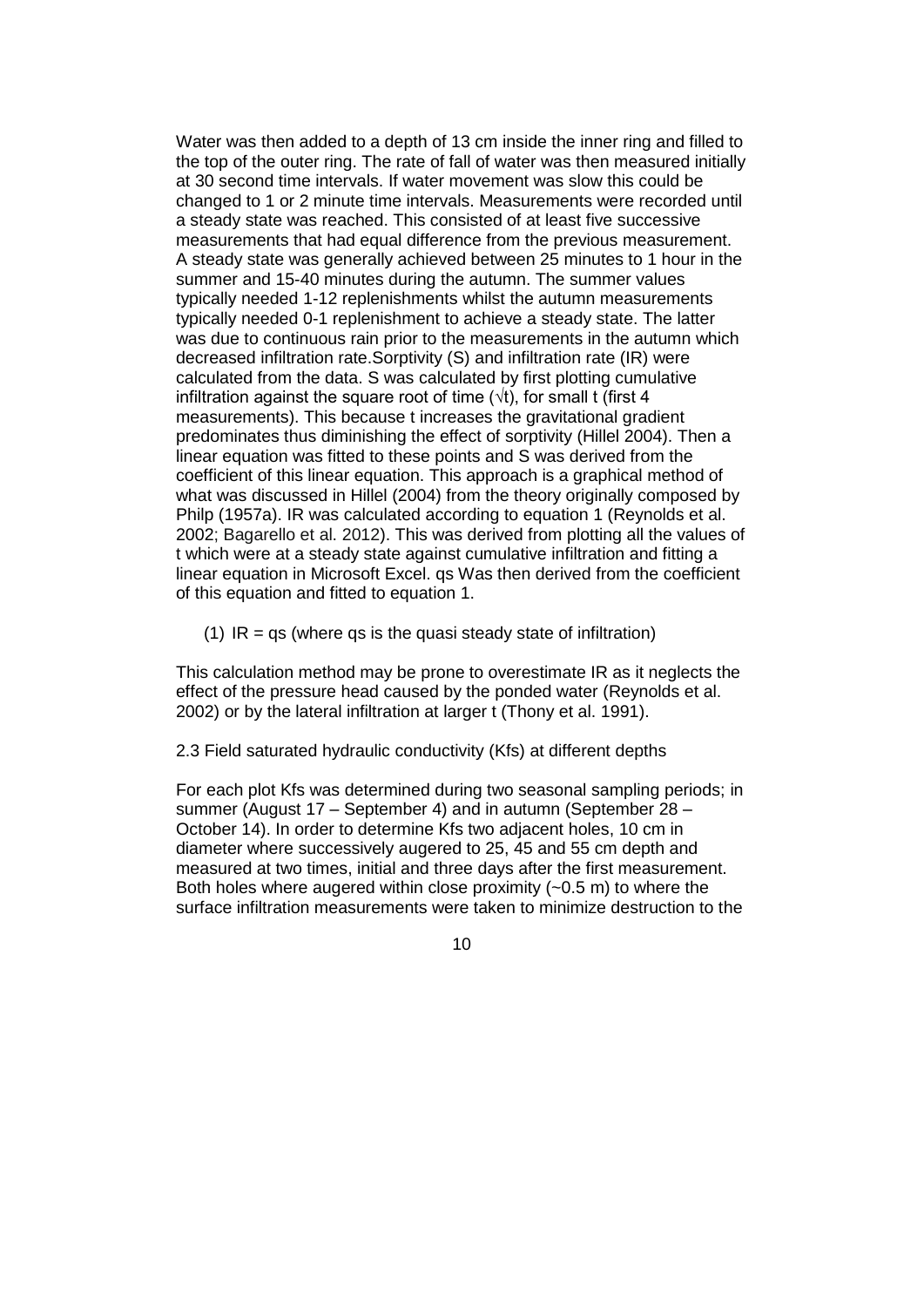Water was then added to a depth of 13 cm inside the inner ring and filled to the top of the outer ring. The rate of fall of water was then measured initially at 30 second time intervals. If water movement was slow this could be changed to 1 or 2 minute time intervals. Measurements were recorded until a steady state was reached. This consisted of at least five successive measurements that had equal difference from the previous measurement. A steady state was generally achieved between 25 minutes to 1 hour in the summer and 15-40 minutes during the autumn. The summer values typically needed 1-12 replenishments whilst the autumn measurements typically needed 0-1 replenishment to achieve a steady state. The latter was due to continuous rain prior to the measurements in the autumn which decreased infiltration rate.Sorptivity (S) and infiltration rate (IR) were calculated from the data. S was calculated by first plotting cumulative infiltration against the square root of time ($\sqrt{t}$), for small t (first 4 measurements). This because t increases the gravitational gradient predominates thus diminishing the effect of sorptivity (Hillel 2004). Then a linear equation was fitted to these points and S was derived from the coefficient of this linear equation. This approach is a graphical method of what was discussed in Hillel (2004) from the theory originally composed by Philp (1957a). IR was calculated according to equation 1 (Reynolds et al. 2002; Bagarello et al. 2012). This was derived from plotting all the values of t which were at a steady state against cumulative infiltration and fitting a linear equation in Microsoft Excel. qs Was then derived from the coefficient of this equation and fitted to equation 1.

(1) IR = qs (where qs is the quasi steady state of infiltration)

This calculation method may be prone to overestimate IR as it neglects the effect of the pressure head caused by the ponded water (Reynolds et al. 2002) or by the lateral infiltration at larger t (Thony et al. 1991).

### 2.3 Field saturated hydraulic conductivity (Kfs) at different depths

For each plot Kfs was determined during two seasonal sampling periods; in summer (August 17 – September 4) and in autumn (September 28 – October 14). In order to determine Kfs two adjacent holes, 10 cm in diameter where successively augered to 25, 45 and 55 cm depth and measured at two times, initial and three days after the first measurement. Both holes where augered within close proximity (~0.5 m) to where the surface infiltration measurements were taken to minimize destruction to the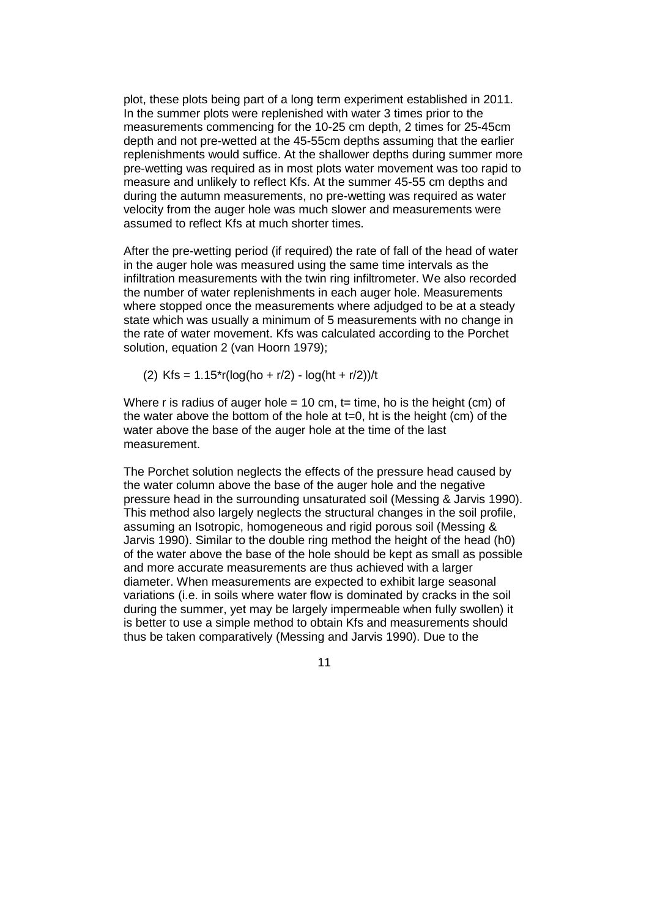plot, these plots being part of a long term experiment established in 2011. In the summer plots were replenished with water 3 times prior to the measurements commencing for the 10-25 cm depth, 2 times for 25-45cm depth and not pre-wetted at the 45-55cm depths assuming that the earlier replenishments would suffice. At the shallower depths during summer more pre-wetting was required as in most plots water movement was too rapid to measure and unlikely to reflect Kfs. At the summer 45-55 cm depths and during the autumn measurements, no pre-wetting was required as water velocity from the auger hole was much slower and measurements were assumed to reflect Kfs at much shorter times.

After the pre-wetting period (if required) the rate of fall of the head of water in the auger hole was measured using the same time intervals as the infiltration measurements with the twin ring infiltrometer. We also recorded the number of water replenishments in each auger hole. Measurements where stopped once the measurements where adjudged to be at a steady state which was usually a minimum of 5 measurements with no change in the rate of water movement. Kfs was calculated according to the Porchet solution, equation 2 (van Hoorn 1979);

(2) $Kfs = 1.15*r(\log(ho + r/2) - \log(ht + r/2))/t$

Where r is radius of auger hole = 10 cm, t= time, ho is the height (cm) of the water above the bottom of the hole at t=0, ht is the height (cm) of the water above the base of the auger hole at the time of the last measurement.

The Porchet solution neglects the effects of the pressure head caused by the water column above the base of the auger hole and the negative pressure head in the surrounding unsaturated soil (Messing & Jarvis 1990). This method also largely neglects the structural changes in the soil profile, assuming an Isotropic, homogeneous and rigid porous soil (Messing & Jarvis 1990). Similar to the double ring method the height of the head ($h_0$) of the water above the base of the hole should be kept as small as possible and more accurate measurements are thus achieved with a larger diameter. When measurements are expected to exhibit large seasonal variations (i.e. in soils where water flow is dominated by cracks in the soil during the summer, yet may be largely impermeable when fully swollen) it is better to use a simple method to obtain Kfs and measurements should thus be taken comparatively (Messing and Jarvis 1990). Due to the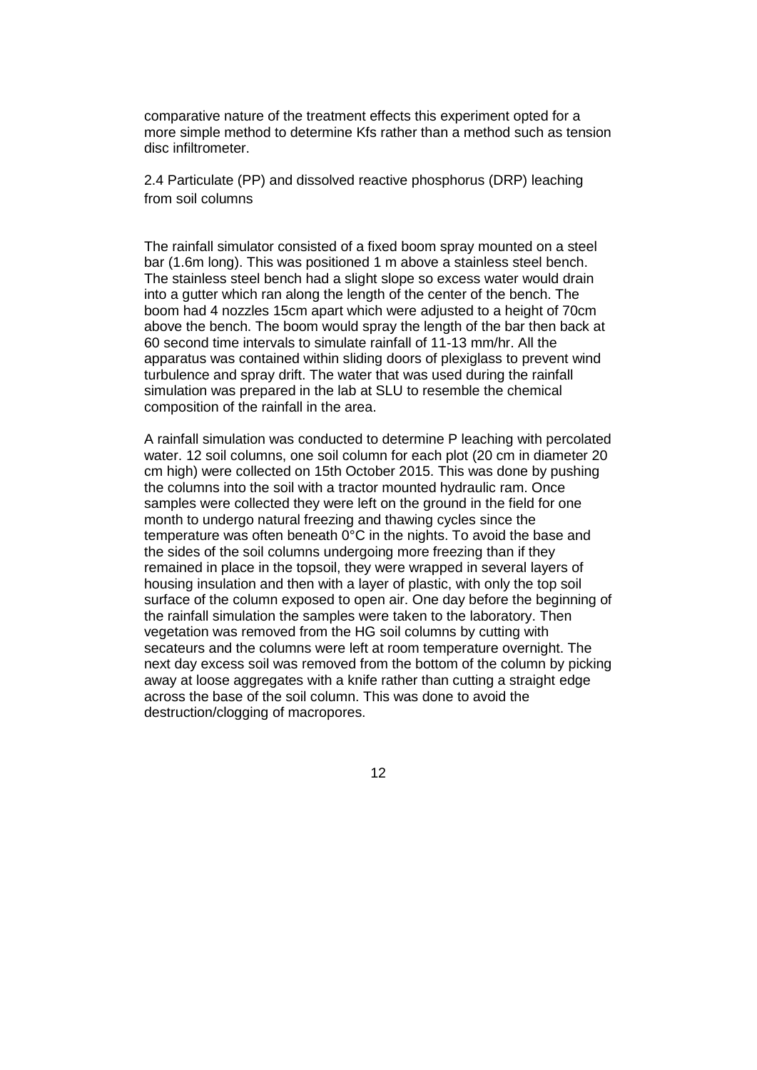comparative nature of the treatment effects this experiment opted for a more simple method to determine Kfs rather than a method such as tension disc infiltrometer.

## 2.4 Particulate (PP) and dissolved reactive phosphorus (DRP) leaching from soil columns

The rainfall simulator consisted of a fixed boom spray mounted on a steel bar (1.6m long). This was positioned 1 m above a stainless steel bench. The stainless steel bench had a slight slope so excess water would drain into a gutter which ran along the length of the center of the bench. The boom had 4 nozzles 15cm apart which were adjusted to a height of 70cm above the bench. The boom would spray the length of the bar then back at 60 second time intervals to simulate rainfall of 11-13 mm/hr. All the apparatus was contained within sliding doors of plexiglass to prevent wind turbulence and spray drift. The water that was used during the rainfall simulation was prepared in the lab at SLU to resemble the chemical composition of the rainfall in the area.

A rainfall simulation was conducted to determine P leaching with percolated water. 12 soil columns, one soil column for each plot (20 cm in diameter 20 cm high) were collected on 15th October 2015. This was done by pushing the columns into the soil with a tractor mounted hydraulic ram. Once samples were collected they were left on the ground in the field for one month to undergo natural freezing and thawing cycles since the temperature was often beneath 0°C in the nights. To avoid the base and the sides of the soil columns undergoing more freezing than if they remained in place in the topsoil, they were wrapped in several layers of housing insulation and then with a layer of plastic, with only the top soil surface of the column exposed to open air. One day before the beginning of the rainfall simulation the samples were taken to the laboratory. Then vegetation was removed from the HG soil columns by cutting with secateurs and the columns were left at room temperature overnight. The next day excess soil was removed from the bottom of the column by picking away at loose aggregates with a knife rather than cutting a straight edge across the base of the soil column. This was done to avoid the destruction/clogging of macropores.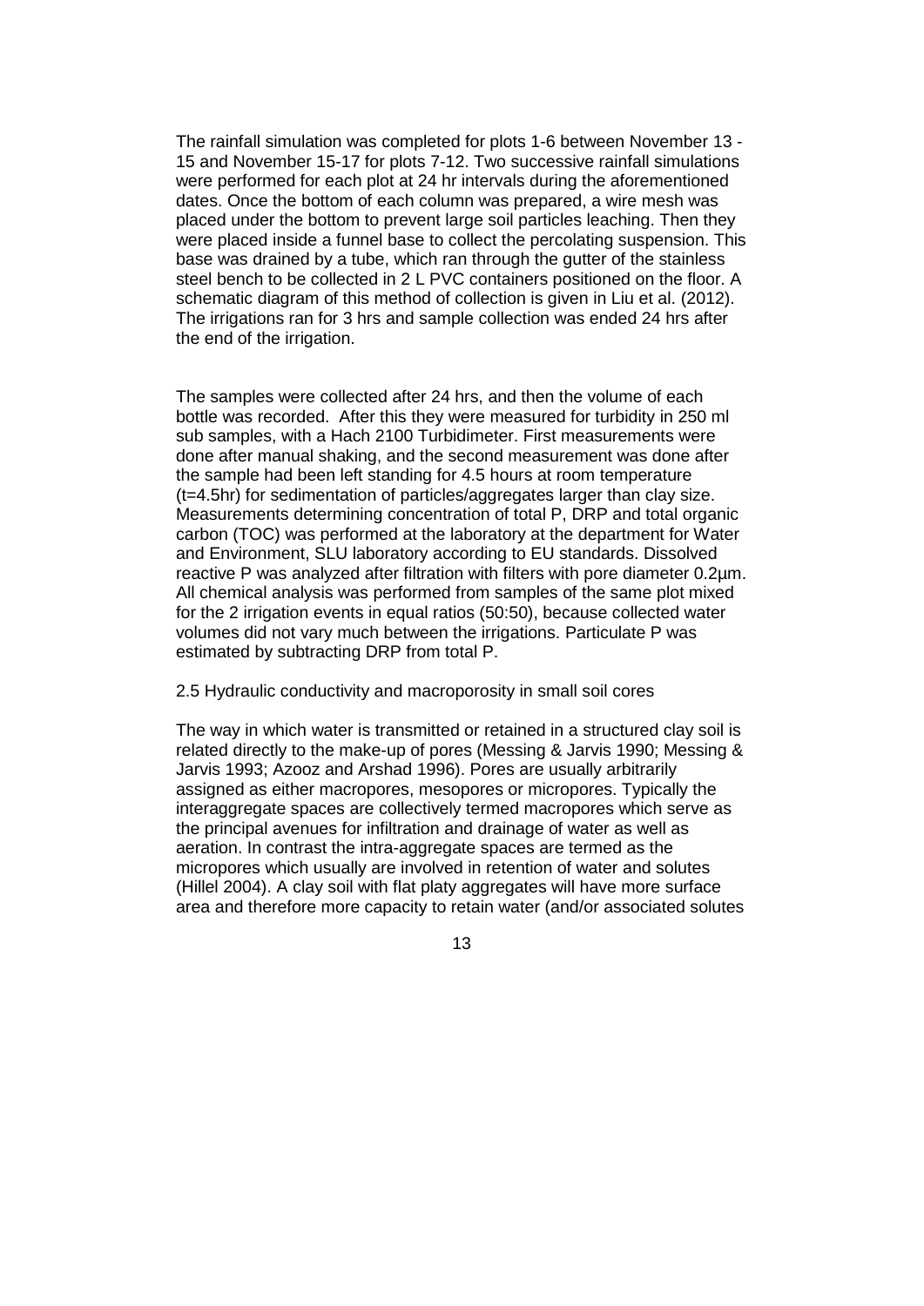The rainfall simulation was completed for plots 1-6 between November 13 - 15 and November 15-17 for plots 7-12. Two successive rainfall simulations were performed for each plot at 24 hr intervals during the aforementioned dates. Once the bottom of each column was prepared, a wire mesh was placed under the bottom to prevent large soil particles leaching. Then they were placed inside a funnel base to collect the percolating suspension. This base was drained by a tube, which ran through the gutter of the stainless steel bench to be collected in 2 L PVC containers positioned on the floor. A schematic diagram of this method of collection is given in Liu et al. (2012). The irrigations ran for 3 hrs and sample collection was ended 24 hrs after the end of the irrigation.

The samples were collected after 24 hrs, and then the volume of each bottle was recorded. After this they were measured for turbidity in 250 ml sub samples, with a Hach 2100 Turbidimeter. First measurements were done after manual shaking, and the second measurement was done after the sample had been left standing for 4.5 hours at room temperature (t=4.5hr) for sedimentation of particles/aggregates larger than clay size. Measurements determining concentration of total P, DRP and total organic carbon (TOC) was performed at the laboratory at the department for Water and Environment, SLU laboratory according to EU standards. Dissolved reactive P was analyzed after filtration with filters with pore diameter 0.2µm. All chemical analysis was performed from samples of the same plot mixed for the 2 irrigation events in equal ratios (50:50), because collected water volumes did not vary much between the irrigations. Particulate P was estimated by subtracting DRP from total P.

## 2.5 Hydraulic conductivity and macroporosity in small soil cores

The way in which water is transmitted or retained in a structured clay soil is related directly to the make-up of pores (Messing & Jarvis 1990; Messing & Jarvis 1993; Azooz and Arshad 1996). Pores are usually arbitrarily assigned as either macropores, mesopores or micropores. Typically the interaggregate spaces are collectively termed macropores which serve as the principal avenues for infiltration and drainage of water as well as aeration. In contrast the intra-aggregate spaces are termed as the micropores which usually are involved in retention of water and solutes (Hillel 2004). A clay soil with flat platy aggregates will have more surface area and therefore more capacity to retain water (and/or associated solutes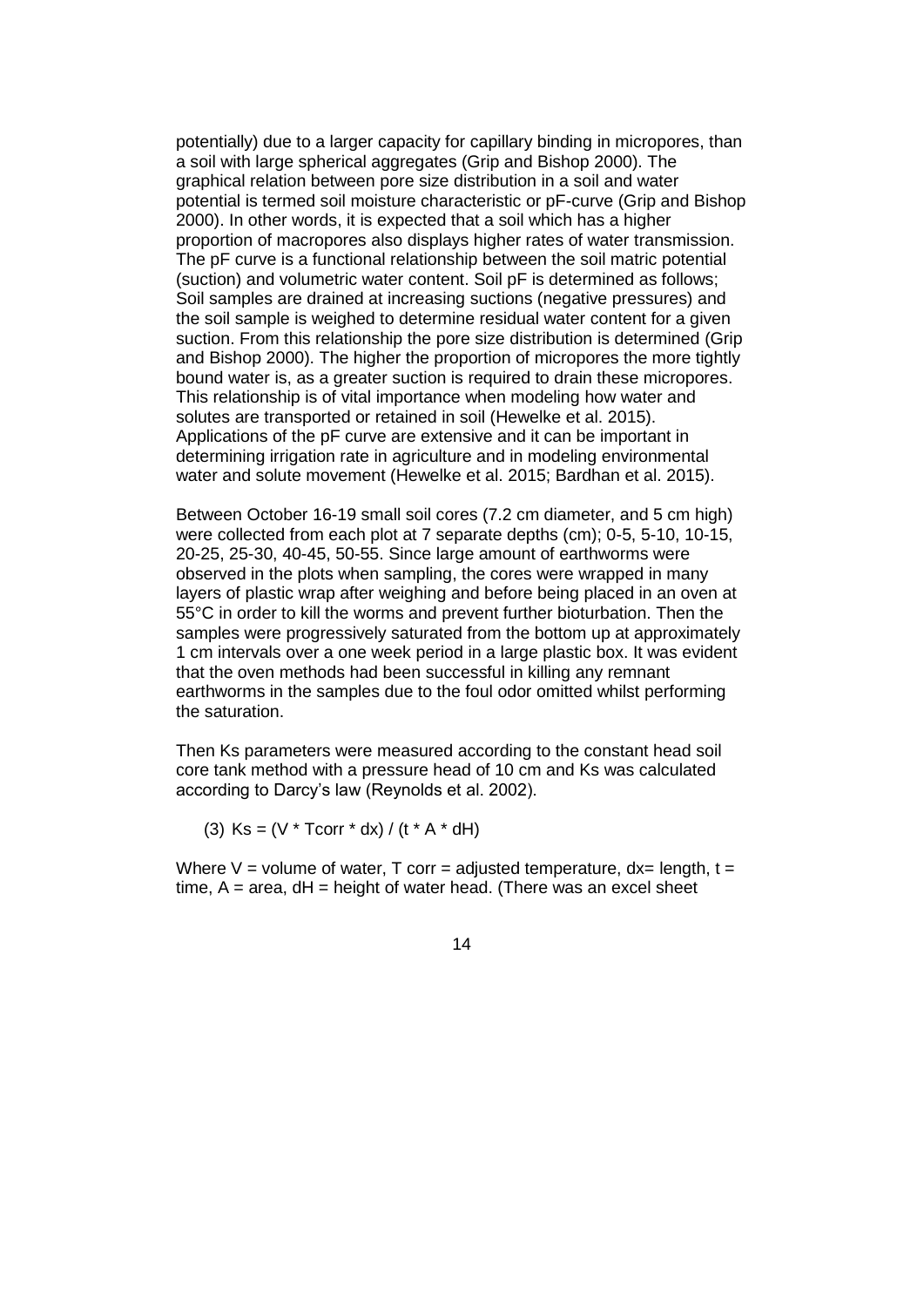potentially) due to a larger capacity for capillary binding in micropores, than a soil with large spherical aggregates (Grip and Bishop 2000). The graphical relation between pore size distribution in a soil and water potential is termed soil moisture characteristic or pF-curve (Grip and Bishop 2000). In other words, it is expected that a soil which has a higher proportion of macropores also displays higher rates of water transmission. The pF curve is a functional relationship between the soil matric potential (suction) and volumetric water content. Soil pF is determined as follows; Soil samples are drained at increasing suctions (negative pressures) and the soil sample is weighed to determine residual water content for a given suction. From this relationship the pore size distribution is determined (Grip and Bishop 2000). The higher the proportion of micropores the more tightly bound water is, as a greater suction is required to drain these micropores. This relationship is of vital importance when modeling how water and solutes are transported or retained in soil (Hewelke et al. 2015). Applications of the pF curve are extensive and it can be important in determining irrigation rate in agriculture and in modeling environmental water and solute movement (Hewelke et al. 2015; Bardhan et al. 2015).

Between October 16-19 small soil cores (7.2 cm diameter, and 5 cm high) were collected from each plot at 7 separate depths (cm); 0-5, 5-10, 10-15, 20-25, 25-30, 40-45, 50-55. Since large amount of earthworms were observed in the plots when sampling, the cores were wrapped in many layers of plastic wrap after weighing and before being placed in an oven at 55°C in order to kill the worms and prevent further bioturbation. Then the samples were progressively saturated from the bottom up at approximately 1 cm intervals over a one week period in a large plastic box. It was evident that the oven methods had been successful in killing any remnant earthworms in the samples due to the foul odor omitted whilst performing the saturation.

Then Ks parameters were measured according to the constant head soil core tank method with a pressure head of 10 cm and Ks was calculated according to Darcy's law (Reynolds et al. 2002).

(3) $Ks = (V * Tcorr * dx) / (t * A * dH)$

Where $V$ = volume of water, $T_{corr}$ = adjusted temperature, $dx$ = length, $t$ = time, $A$ = area, $dH$ = height of water head. (There was an excel sheet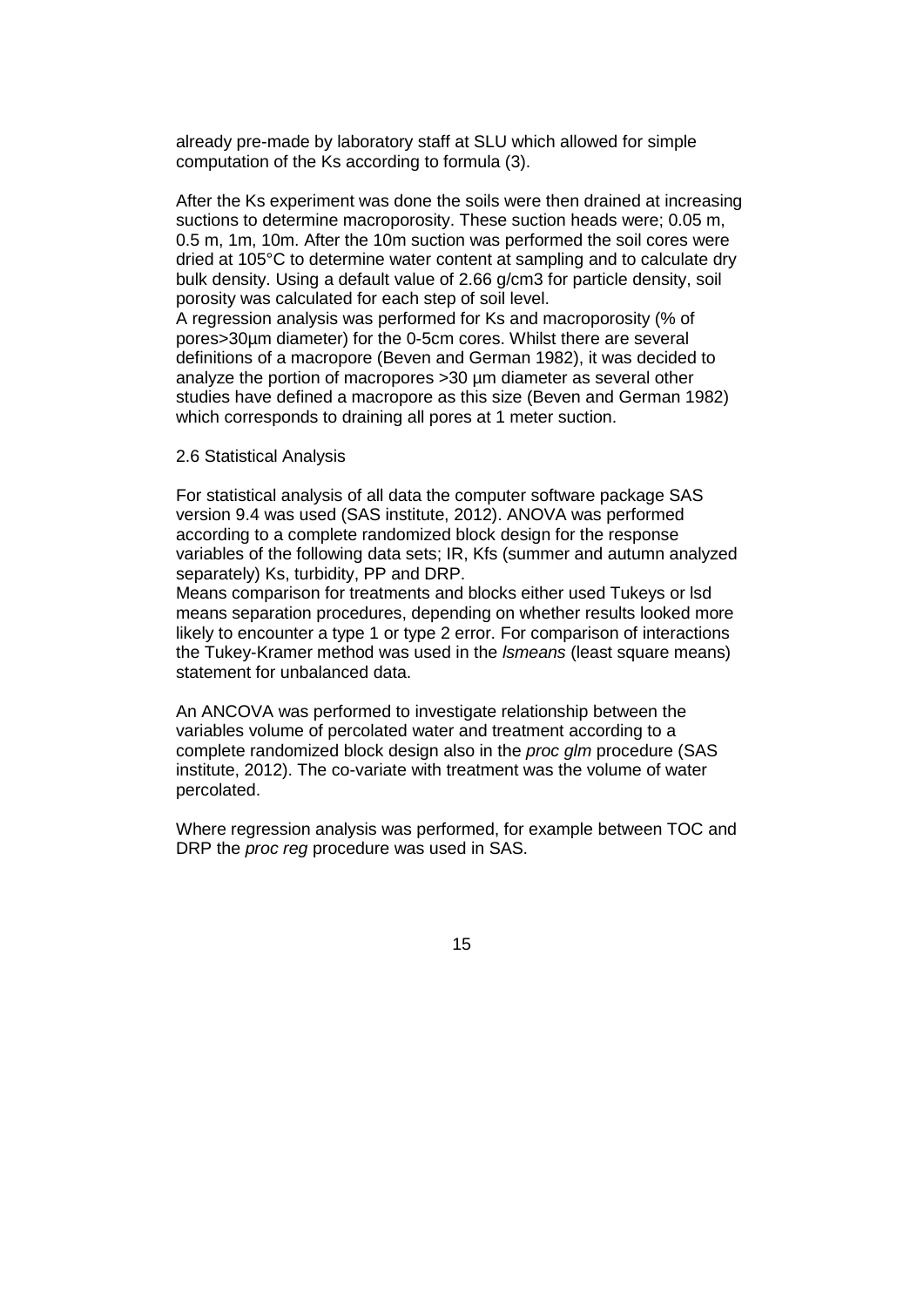already pre-made by laboratory staff at SLU which allowed for simple computation of the Ks according to formula (3).

After the Ks experiment was done the soils were then drained at increasing suctions to determine macroporosity. These suction heads were; 0.05 m, 0.5 m, 1m, 10m. After the 10m suction was performed the soil cores were dried at 105°C to determine water content at sampling and to calculate dry bulk density. Using a default value of 2.66 g/cm3 for particle density, soil porosity was calculated for each step of soil level.

A regression analysis was performed for Ks and macroporosity (% of pores>30µm diameter) for the 0-5cm cores. Whilst there are several definitions of a macropore (Beven and German 1982), it was decided to analyze the portion of macropores >30 µm diameter as several other studies have defined a macropore as this size (Beven and German 1982) which corresponds to draining all pores at 1 meter suction.

## 2.6 Statistical Analysis

For statistical analysis of all data the computer software package SAS version 9.4 was used (SAS institute, 2012). ANOVA was performed according to a complete randomized block design for the response variables of the following data sets; IR, Kfs (summer and autumn analyzed separately) Ks, turbidity, PP and DRP.

Means comparison for treatments and blocks either used Tukeys or lsd means separation procedures, depending on whether results looked more likely to encounter a type 1 or type 2 error. For comparison of interactions the Tukey-Kramer method was used in the *lsmeans* (least square means) statement for unbalanced data.

An ANCOVA was performed to investigate relationship between the variables volume of percolated water and treatment according to a complete randomized block design also in the *proc glm* procedure (SAS institute, 2012). The co-variate with treatment was the volume of water percolated.

Where regression analysis was performed, for example between TOC and DRP the *proc reg* procedure was used in SAS.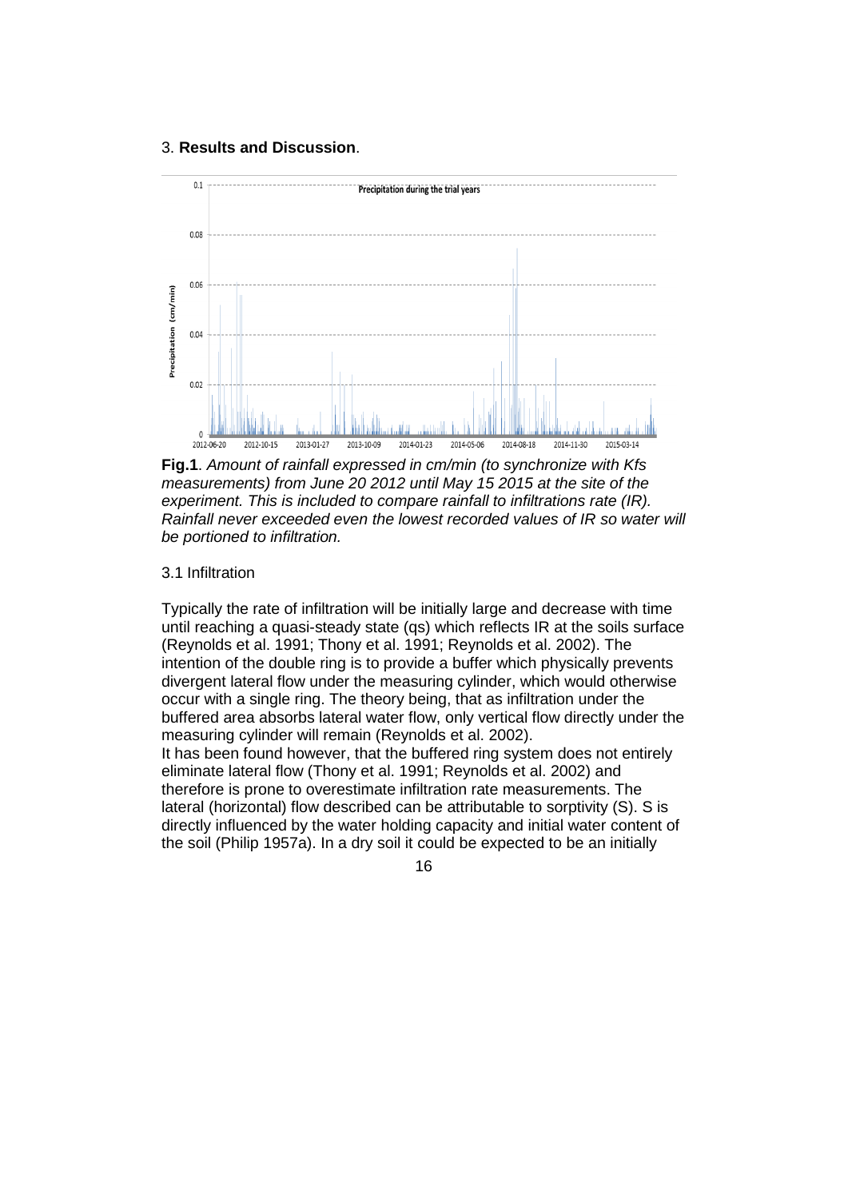## 3. **Results and Discussion**.

**Fig.1**. *Amount of rainfall expressed in cm/min (to synchronize with Kfs measurements) from June 20 2012 until May 15 2015 at the site of the experiment. This is included to compare rainfall to infiltrations rate (IR). Rainfall never exceeded even the lowest recorded values of IR so water will be portioned to infiltration.*

### 3.1 Infiltration

Typically the rate of infiltration will be initially large and decrease with time until reaching a quasi-steady state (qs) which reflects IR at the soils surface (Reynolds et al. 1991; Thony et al. 1991; Reynolds et al. 2002). The intention of the double ring is to provide a buffer which physically prevents divergent lateral flow under the measuring cylinder, which would otherwise occur with a single ring. The theory being, that as infiltration under the buffered area absorbs lateral water flow, only vertical flow directly under the measuring cylinder will remain (Reynolds et al. 2002).
It has been found however, that the buffered ring system does not entirely eliminate lateral flow (Thony et al. 1991; Reynolds et al. 2002) and therefore is prone to overestimate infiltration rate measurements. The lateral (horizontal) flow described can be attributable to sorptivity (S). S is directly influenced by the water holding capacity and initial water content of the soil (Philip 1957a). In a dry soil it could be expected to be an initially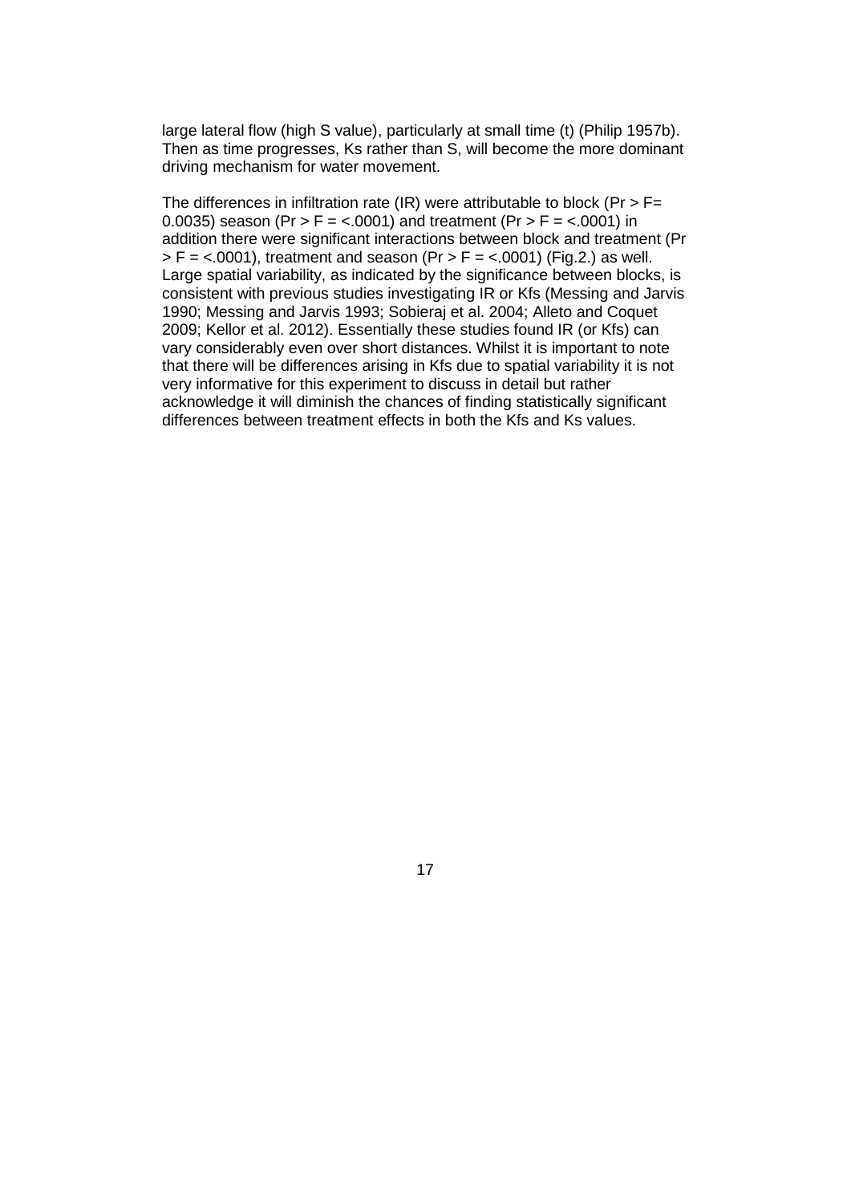large lateral flow (high S value), particularly at small time (t) (Philip 1957b). Then as time progresses, Ks rather than S, will become the more dominant driving mechanism for water movement.

The differences in infiltration rate (IR) were attributable to block ($Pr > F = 0.0035$) season ($Pr > F = <.0001$) and treatment ($Pr > F = <.0001$) in addition there were significant interactions between block and treatment ($Pr > F = <.0001$), treatment and season ($Pr > F = <.0001$) (Fig.2.) as well. Large spatial variability, as indicated by the significance between blocks, is consistent with previous studies investigating IR or Kfs (Messing and Jarvis 1990; Messing and Jarvis 1993; Sobieraj et al. 2004; Alleto and Coquet 2009; Kellor et al. 2012). Essentially these studies found IR (or Kfs) can vary considerably even over short distances. Whilst it is important to note that there will be differences arising in Kfs due to spatial variability it is not very informative for this experiment to discuss in detail but rather acknowledge it will diminish the chances of finding statistically significant differences between treatment effects in both the Kfs and Ks values.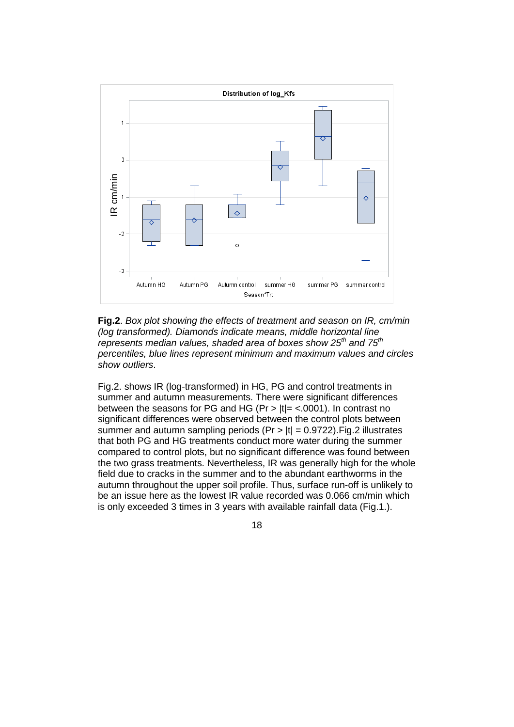**Fig.2**. *Box plot showing the effects of treatment and season on IR, cm/min (log transformed). Diamonds indicate means, middle horizontal line represents median values, shaded area of boxes show 25$^{th}$ and 75$^{th}$ percentiles, blue lines represent minimum and maximum values and circles show outliers*.

Fig.2. shows IR (log-transformed) in HG, PG and control treatments in summer and autumn measurements. There were significant differences between the seasons for PG and HG (Pr > |t|= <.0001). In contrast no significant differences were observed between the control plots between summer and autumn sampling periods (Pr > |t| = 0.9722).Fig.2 illustrates that both PG and HG treatments conduct more water during the summer compared to control plots, but no significant difference was found between the two grass treatments. Nevertheless, IR was generally high for the whole field due to cracks in the summer and to the abundant earthworms in the autumn throughout the upper soil profile. Thus, surface run-off is unlikely to be an issue here as the lowest IR value recorded was 0.066 cm/min which is only exceeded 3 times in 3 years with available rainfall data (Fig.1.).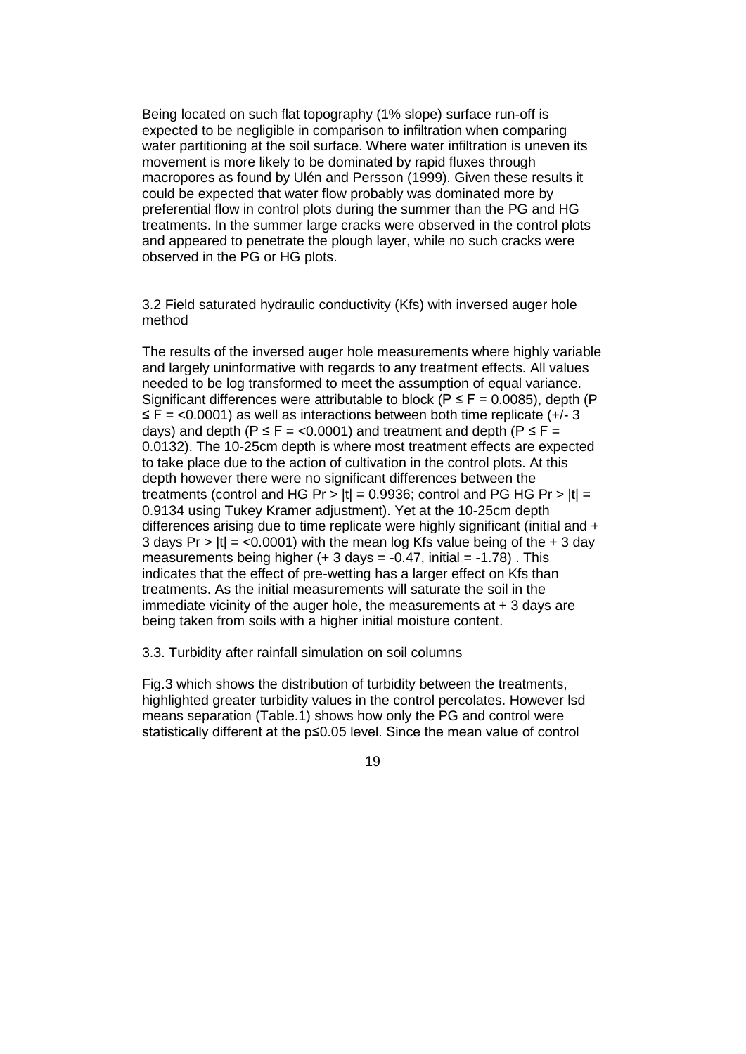Being located on such flat topography (1% slope) surface run-off is expected to be negligible in comparison to infiltration when comparing water partitioning at the soil surface. Where water infiltration is uneven its movement is more likely to be dominated by rapid fluxes through macropores as found by Ulén and Persson (1999). Given these results it could be expected that water flow probably was dominated more by preferential flow in control plots during the summer than the PG and HG treatments. In the summer large cracks were observed in the control plots and appeared to penetrate the plough layer, while no such cracks were observed in the PG or HG plots.

## 3.2 Field saturated hydraulic conductivity (Kfs) with inversed auger hole method

The results of the inversed auger hole measurements where highly variable and largely uninformative with regards to any treatment effects. All values needed to be log transformed to meet the assumption of equal variance. Significant differences were attributable to block ($P \leq F = 0.0085$), depth ($P \leq F = <0.0001$) as well as interactions between both time replicate (+/- 3 days) and depth ($P \leq F = <0.0001$) and treatment and depth ($P \leq F = 0.0132$). The 10-25cm depth is where most treatment effects are expected to take place due to the action of cultivation in the control plots. At this depth however there were no significant differences between the treatments (control and HG $Pr > |t| = 0.9936$; control and PG HG $Pr > |t| = 0.9134$ using Tukey Kramer adjustment). Yet at the 10-25cm depth differences arising due to time replicate were highly significant (initial and + 3 days $Pr > |t| = <0.0001$) with the mean log Kfs value being of the + 3 day measurements being higher (+ 3 days = -0.47, initial = -1.78) . This indicates that the effect of pre-wetting has a larger effect on Kfs than treatments. As the initial measurements will saturate the soil in the immediate vicinity of the auger hole, the measurements at + 3 days are being taken from soils with a higher initial moisture content.

## 3.3. Turbidity after rainfall simulation on soil columns

Fig.3 which shows the distribution of turbidity between the treatments, highlighted greater turbidity values in the control percolates. However lsd means separation (Table.1) shows how only the PG and control were statistically different at the $p \leq 0.05$ level. Since the mean value of control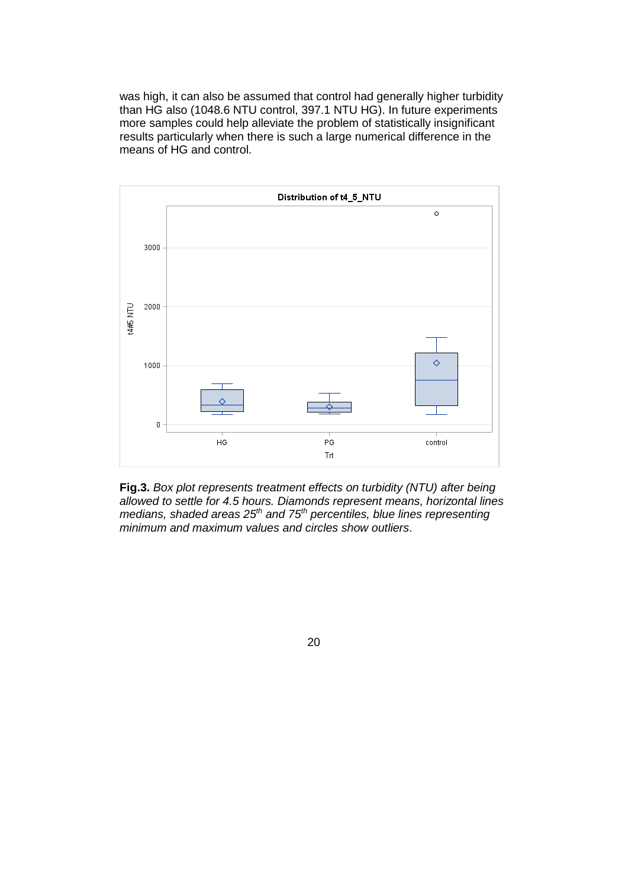was high, it can also be assumed that control had generally higher turbidity than HG also (1048.6 NTU control, 397.1 NTU HG). In future experiments more samples could help alleviate the problem of statistically insignificant results particularly when there is such a large numerical difference in the means of HG and control.

**Fig.3.** *Box plot represents treatment effects on turbidity (NTU) after being allowed to settle for 4.5 hours. Diamonds represent means, horizontal lines medians, shaded areas 25$^{th}$ and 75$^{th}$ percentiles, blue lines representing minimum and maximum values and circles show outliers*.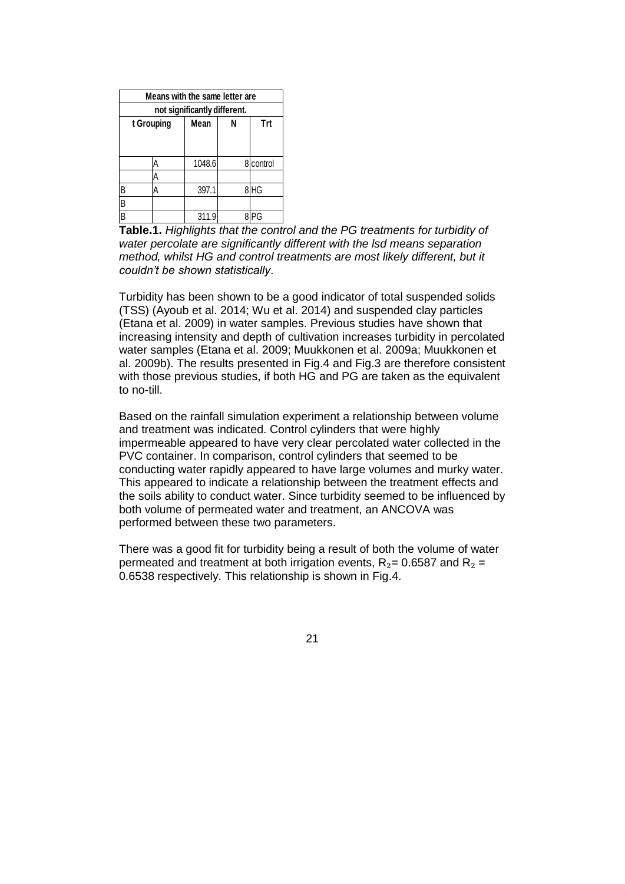| Means with the same letter are not significantly different. | | | | |
|---|---|---|---|---|
| t Grouping | | Mean | N | Trt |
| | A | 1048.6 | 8 | control |
| | A | | | |
| B | A | 397.1 | 8 | HG |
| B | | | | |
| B | | 311.9 | 8 | PG |

**Table.1.** *Highlights that the control and the PG treatments for turbidity of water percolate are significantly different with the lsd means separation method, whilst HG and control treatments are most likely different, but it couldn't be shown statistically*.

Turbidity has been shown to be a good indicator of total suspended solids (TSS) (Ayoub et al. 2014; Wu et al. 2014) and suspended clay particles (Etana et al. 2009) in water samples. Previous studies have shown that increasing intensity and depth of cultivation increases turbidity in percolated water samples (Etana et al. 2009; Muukkonen et al. 2009a; Muukkonen et al. 2009b). The results presented in Fig.4 and Fig.3 are therefore consistent with those previous studies, if both HG and PG are taken as the equivalent to no-till.

Based on the rainfall simulation experiment a relationship between volume and treatment was indicated. Control cylinders that were highly impermeable appeared to have very clear percolated water collected in the PVC container. In comparison, control cylinders that seemed to be conducting water rapidly appeared to have large volumes and murky water. This appeared to indicate a relationship between the treatment effects and the soils ability to conduct water. Since turbidity seemed to be influenced by both volume of permeated water and treatment, an ANCOVA was performed between these two parameters.

There was a good fit for turbidity being a result of both the volume of water permeated and treatment at both irrigation events, $R_2$= 0.6587 and $R_2$ = 0.6538 respectively. This relationship is shown in Fig.4.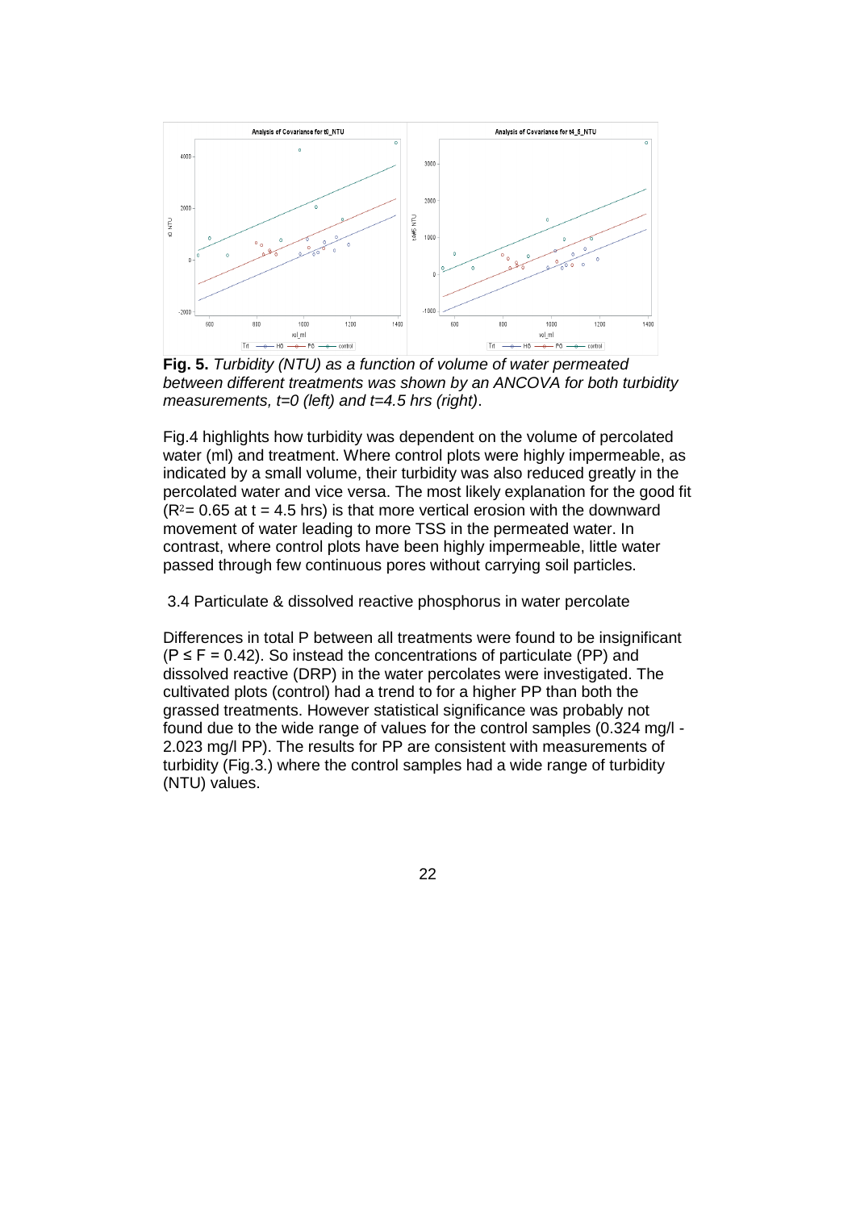**Fig. 5.** *Turbidity (NTU) as a function of volume of water permeated between different treatments was shown by an ANCOVA for both turbidity measurements, t=0 (left) and t=4.5 hrs (right)*.

Fig.4 highlights how turbidity was dependent the volume of percolated water (ml) and treatment. Where control plots were highly impermeable, as indicated by a small volume, their turbidity was also reduced greatly in the percolated water and vice versa. The most likely explanation for the good fit ($R^2$= 0.65 at t = 4.5 hrs) is that more vertical erosion with the downward movement of water leading to more TSS in the permeated water. In contrast, where control plots have been highly impermeable, little water passed through few continuous pores without carrying soil particles.

### 3.4 Particulate & dissolved reactive phosphorus in water percolate

Differences in total P between all treatments were found to be insignificant ($P \leq F = 0.42$). So instead the concentrations of particulate (PP) and dissolved reactive (DRP) in the water percolates were investigated. The cultivated plots (control) had a trend to for a higher PP than both the grassed treatments. However statistical significance was probably not found due to the wide range of values for the control samples (0.324 mg/l - 2.023 mg/l PP). The results for PP are consistent with measurements of turbidity (Fig.3.) where the control samples had a wide range of turbidity (NTU) values.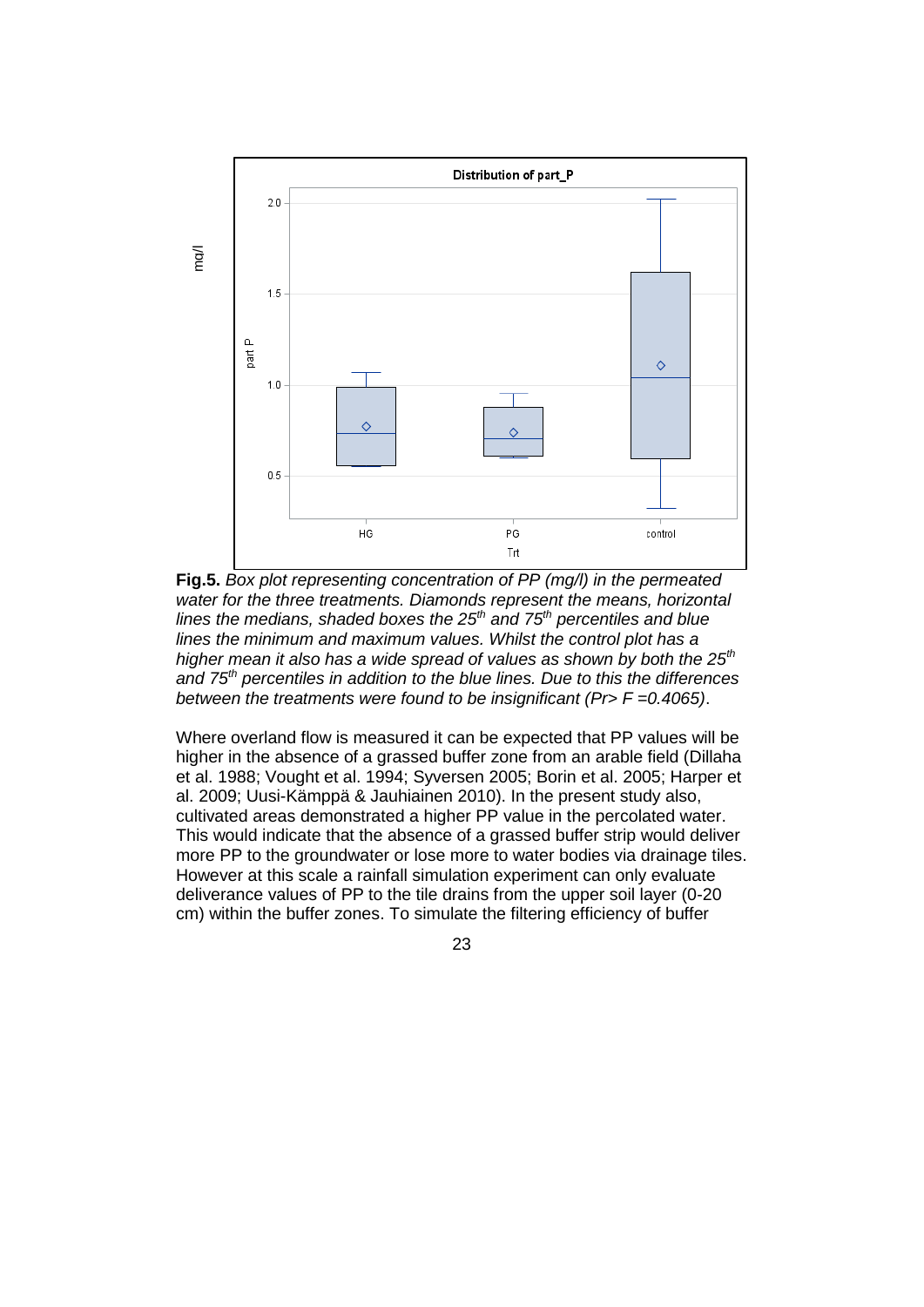**Fig.5.** *Box plot representing concentration of PP (mg/l) in the permeated water for the three treatments. Diamonds represent the means, horizontal lines the medians, shaded boxes the 25th and 75th percentiles and blue lines the minimum and maximum values. Whilst the control plot has a higher mean it also has a wide spread of values as shown by both the 25th and 75th percentiles in addition to the blue lines. Due to this the differences between the treatments were found to be insignificant (Pr> F =0.4065)*.

Where overland flow is measured it can be expected that PP values will be higher in the absence of a grassed buffer zone from an arable field (Dillaha et al. 1988; Vought et al. 1994; Syversen 2005; Borin et al. 2005; Harper et al. 2009; Uusi-Kämppä & Jauhiainen 2010). In the present study also, cultivated areas demonstrated a higher PP value in the percolated water. This would indicate that the absence of a grassed buffer strip would deliver more PP to the groundwater or lose more to water bodies via drainage tiles. However at this scale a rainfall simulation experiment can only evaluate deliverance values of PP to the tile drains from the upper soil layer (0-20 cm) within the buffer zones. To simulate the filtering efficiency of buffer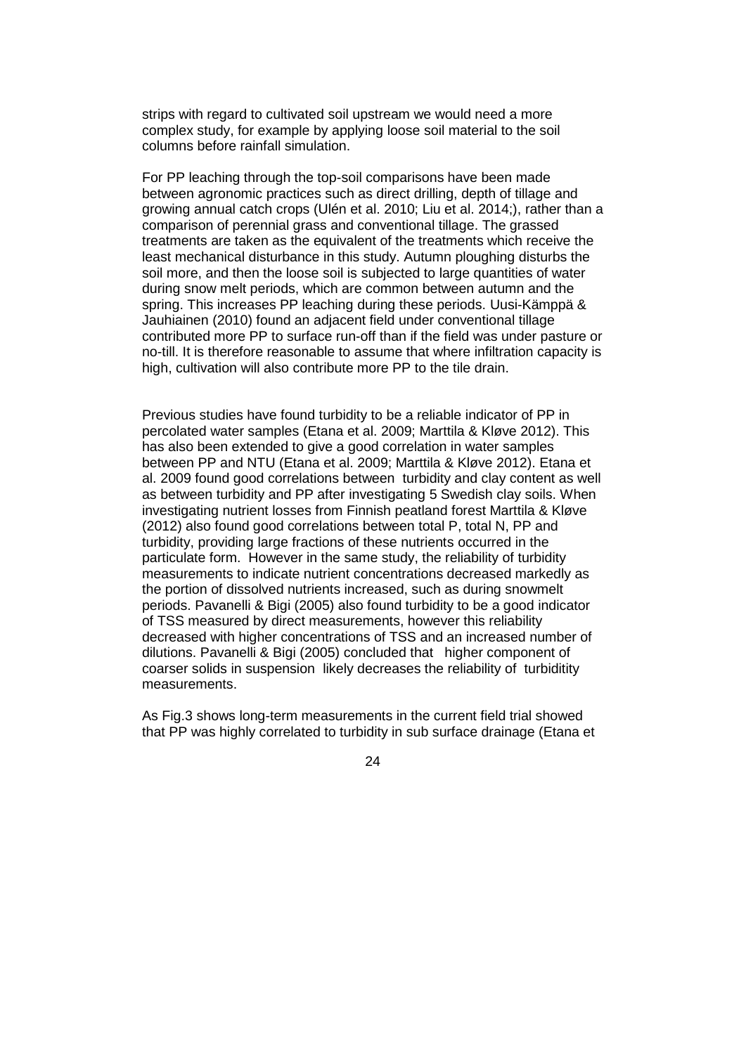strips with regard to cultivated soil upstream we would need a more complex study, for example by applying loose soil material to the soil columns before rainfall simulation.

For PP leaching through the top-soil comparisons have been made between agronomic practices such as direct drilling, depth of tillage and growing annual catch crops (Ulén et al. 2010; Liu et al. 2014;), rather than a comparison of perennial grass and conventional tillage. The grassed treatments are taken as the equivalent of the treatments which receive the least mechanical disturbance in this study. Autumn ploughing disturbs the soil more, and then the loose soil is subjected to large quantities of water during snow melt periods, which are common between autumn and the spring. This increases PP leaching during these periods. Uusi-Kämppä & Jauhiainen (2010) found an adjacent field under conventional tillage contributed more PP to surface run-off than if the field was under pasture or no-till. It is therefore reasonable to assume that where infiltration capacity is high, cultivation will also contribute more PP to the tile drain.

Previous studies have found turbidity to be a reliable indicator of PP in percolated water samples (Etana et al. 2009; Marttila & Kløve 2012). This has also been extended to give a good correlation in water samples between PP and NTU (Etana et al. 2009; Marttila & Kløve 2012). Etana et al. 2009 found good correlations between turbidity and clay content as well as between turbidity and PP after investigating 5 Swedish clay soils. When investigating nutrient losses from Finnish peatland forest Marttila & Kløve (2012) also found good correlations between total P, total N, PP and turbidity, providing large fractions of these nutrients occurred in the particulate form. However in the same study, the reliability of turbidity measurements to indicate nutrient concentrations decreased markedly as the portion of dissolved nutrients increased, such as during snowmelt periods. Pavanelli & Bigi (2005) also found turbidity to be a good indicator of TSS measured by direct measurements, however this reliability decreased with higher concentrations of TSS and an increased number of dilutions. Pavanelli & Bigi (2005) concluded that higher component of coarser solids in suspension likely decreases the reliability of turbiditity measurements.

As Fig.3 shows long-term measurements in the current field trial showed that PP was highly correlated to turbidity in sub surface drainage (Etana et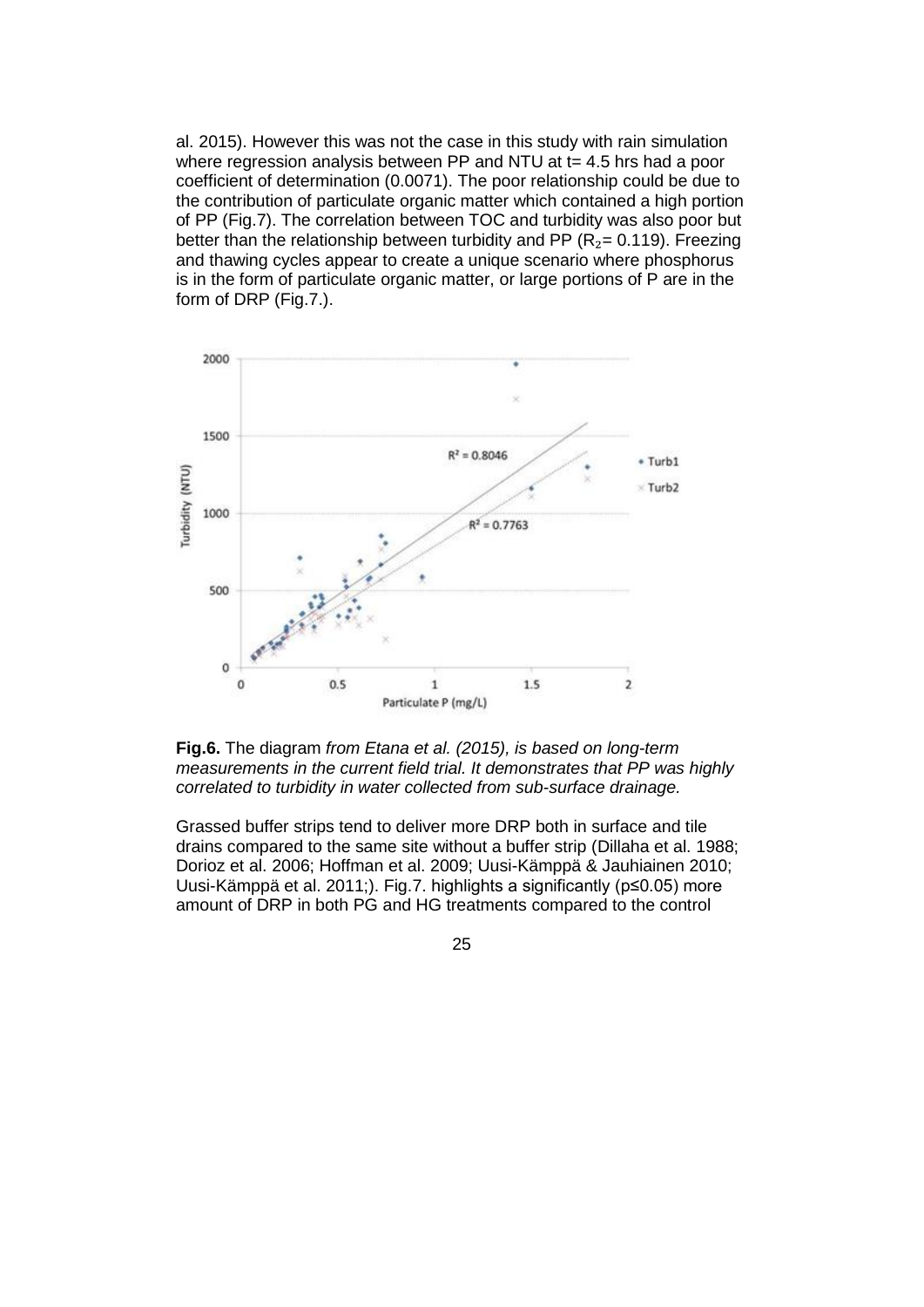al. 2015). However this was not the case in this study with rain simulation where regression analysis between PP and NTU at t= 4.5 hrs had a poor coefficient of determination (0.0071). The poor relationship could be due to the contribution of particulate organic matter which contained a high portion of PP (Fig.7). The correlation between TOC and turbidity was also poor but better than the relationship between turbidity and PP ($R_2$= 0.119). Freezing and thawing cycles appear to create a unique scenario where phosphorus is in the form of particulate organic matter, or large portions of P are in the form of DRP (Fig.7.).

**Fig.6.** The diagram *from Etana et al. (2015), is based on long-term measurements in the current field trial. It demonstrates that PP was highly correlated to turbidity in water collected from sub-surface drainage.*

Grassed buffer strips tend to deliver more DRP both in surface and tile drains compared to the same site without a buffer strip (Dillaha et al. 1988; Dorioz et al. 2006; Hoffman et al. 2009; Uusi-Kämppä & Jauhiainen 2010; Uusi-Kämppä et al. 2011;). Fig.7. highlights a significantly ($p≤0.05$) more amount of DRP in both PG and HG treatments compared to the control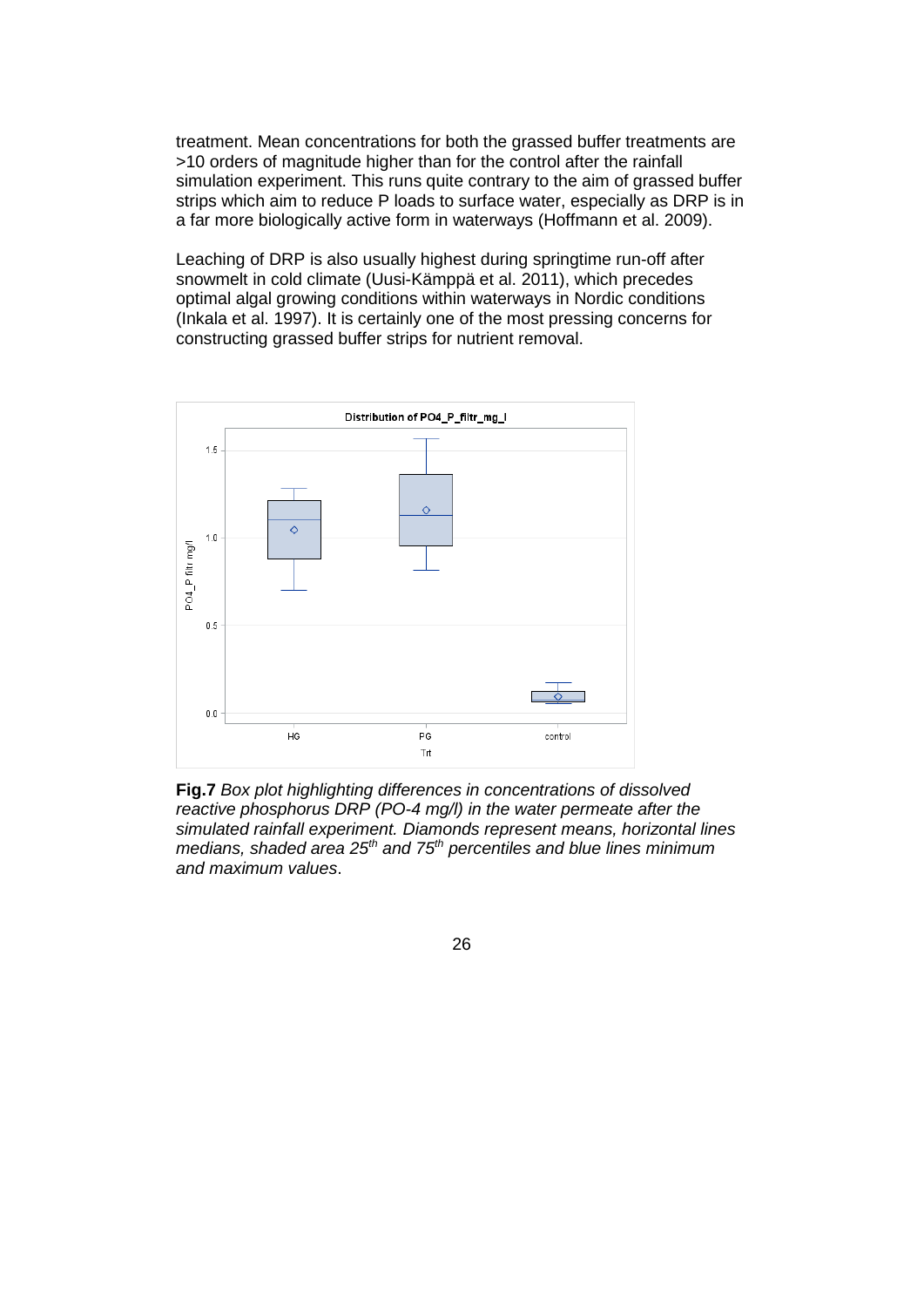treatment. Mean concentrations for both the grassed buffer treatments are >10 orders of magnitude higher than for the control after the rainfall simulation experiment. This runs quite contrary to the aim of grassed buffer strips which aim to reduce P loads to surface water, especially as DRP is in a far more biologically active form in waterways (Hoffmann et al. 2009).

Leaching of DRP is also usually highest during springtime run-off after snowmelt in cold climate (Uusi-Kämppä et al. 2011), which precedes optimal algal growing conditions within waterways in Nordic conditions (Inkala et al. 1997). It is certainly one of the most pressing concerns for constructing grassed buffer strips for nutrient removal.

**Fig.7** *Box plot highlighting differences in concentrations of dissolved reactive phosphorus DRP (PO-4 mg/l) in the water permeate after the simulated rainfall experiment. Diamonds represent means, horizontal lines medians, shaded area 25$^{th}$ and 75$^{th}$ percentiles and blue lines minimum and maximum values*.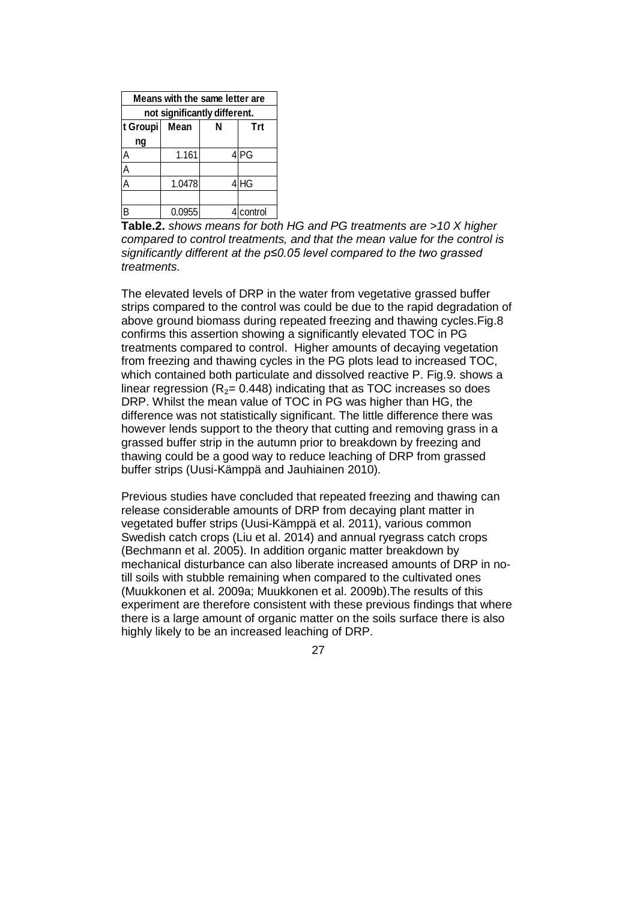| Means with the same letter are not significantly different. | | | |
|---|---|---|---|
| t Grouping | Mean | N | Trt |
| A | 1.161 | 4 | PG |
| A | | | |
| A | 1.0478 | 4 | HG |
| | | | |
| B | 0.0955 | 4 | control |

**Table.2.** *shows means for both HG and PG treatments are >10 X higher compared to control treatments, and that the mean value for the control is significantly different at the p≤0.05 level compared to the two grassed treatments.*

The elevated levels of DRP in the water from vegetative grassed buffer strips compared to the control was could be due to the rapid degradation of above ground biomass during repeated freezing and thawing cycles.Fig.8 confirms this assertion showing a significantly elevated TOC in PG treatments compared to control. Higher amounts of decaying vegetation from freezing and thawing cycles in the PG plots lead to increased TOC, which contained both particulate and dissolved reactive P. Fig.9. shows a linear regression ($R_2$= 0.448) indicating that as TOC increases so does DRP. Whilst the mean value of TOC in PG was higher than HG, the difference was not statistically significant. The little difference there was however lends support to the theory that cutting and removing grass in a grassed buffer strip in the autumn prior to breakdown by freezing and thawing could be a good way to reduce leaching of DRP from grassed buffer strips (Uusi-Kämppä and Jauhiainen 2010).

Previous studies have concluded that repeated freezing and thawing can release considerable amounts of DRP from decaying plant matter in vegetated buffer strips (Uusi-Kämppä et al. 2011), various common Swedish catch crops (Liu et al. 2014) and annual ryegrass catch crops (Bechmann et al. 2005). In addition organic matter breakdown by mechanical disturbance can also liberate increased amounts of DRP in no-till soils with stubble remaining when compared to the cultivated ones (Muukkonen et al. 2009a; Muukkonen et al. 2009b).The results of this experiment are therefore consistent with these previous findings that where there is a large amount of organic matter on the soils surface there is also highly likely to be an increased leaching of DRP.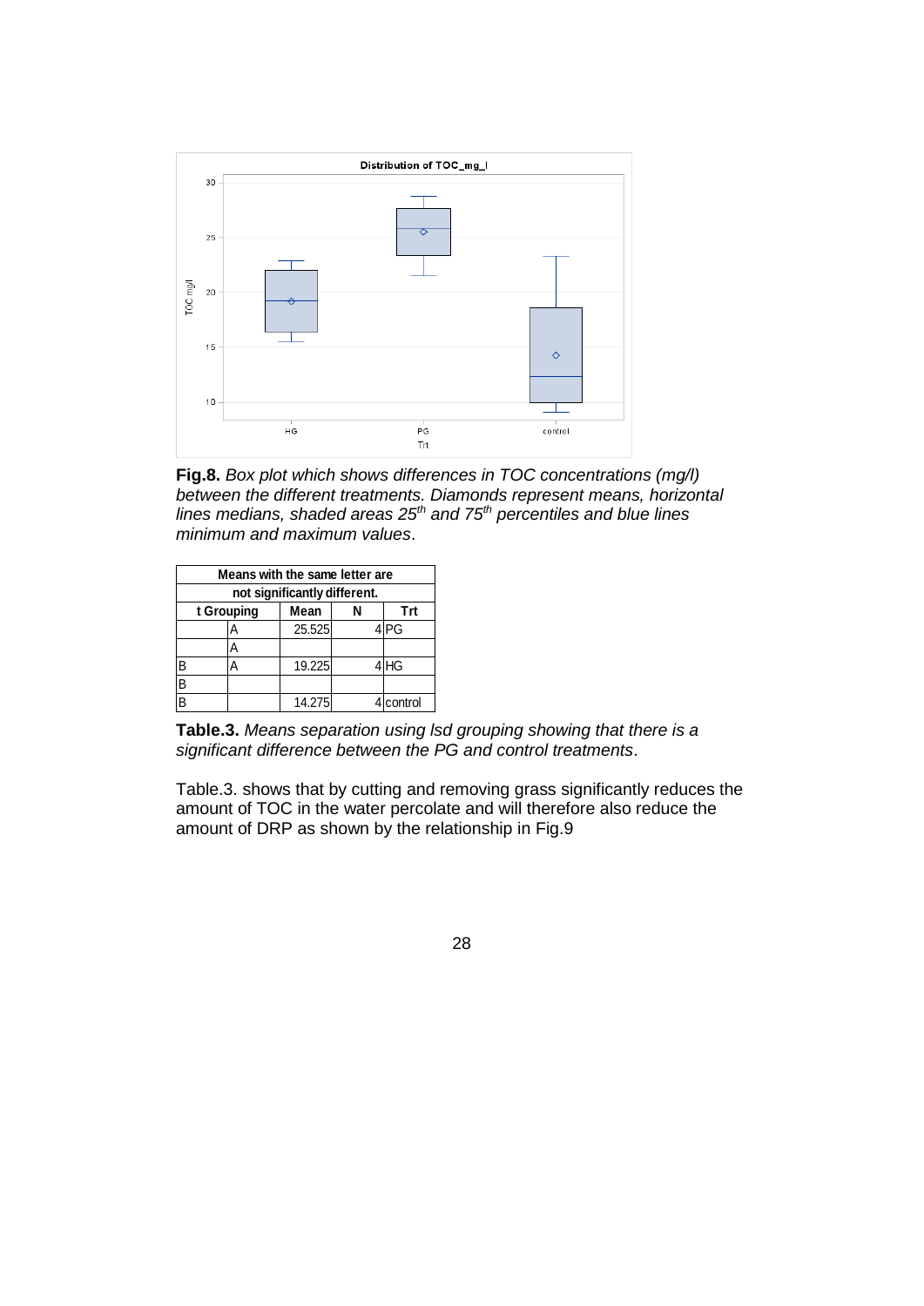**Fig.8.** *Box plot which shows differences in TOC concentrations (mg/l) between the different treatments. Diamonds represent means, horizontal lines medians, shaded areas 25$^{th}$ and 75$^{th}$ percentiles and blue lines minimum and maximum values*.

| Means with the same letter are not significantly different. | | | | |
|---|---|---|---|---|
| t Grouping | | Mean | N | Trt |
| | A | 25.525 | 4 | PG |
| | A | | | |
| B | A | 19.225 | 4 | HG |
| B | | | | |
| B | | 14.275 | 4 | control |

**Table.3.** *Means separation using lsd grouping showing that there is a significant difference between the PG and control treatments*.

Table.3. shows that by cutting and removing grass significantly reduces the amount of TOC in the water percolate and will therefore also reduce the amount of DRP as shown by the relationship in Fig.9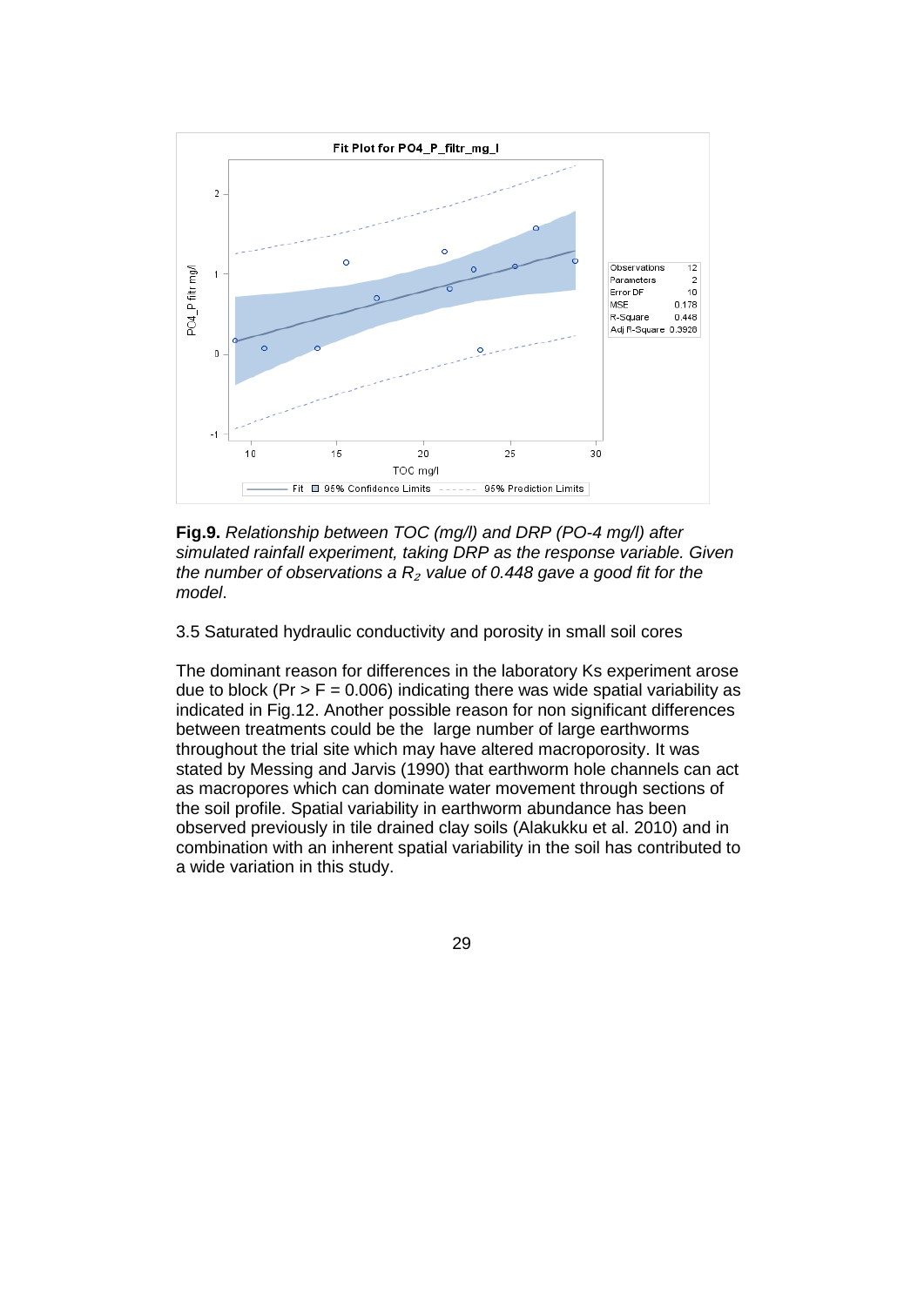**Fig.9.** *Relationship between TOC (mg/l) and DRP (PO-4 mg/l) after simulated rainfall experiment, taking DRP as the response variable. Given the number of observations a $R_2$ value of 0.448 gave a good fit for the model*.

3.5 Saturated hydraulic conductivity and porosity in small soil cores

The dominant reason for differences in the laboratory Ks experiment arose due to block ($Pr > F = 0.006$) indicating there was wide spatial variability as indicated in Fig.12. Another possible reason for non significant differences between treatments could be the large number of large earthworms throughout the trial site which may have altered macroporosity. It was stated by Messing and Jarvis (1990) that earthworm hole channels can act as macropores which can dominate water movement through sections of the soil profile. Spatial variability in earthworm abundance has been observed previously in tile drained clay soils (Alakukku et al. 2010) and in combination with an inherent spatial variability in the soil has contributed to a wide variation in this study.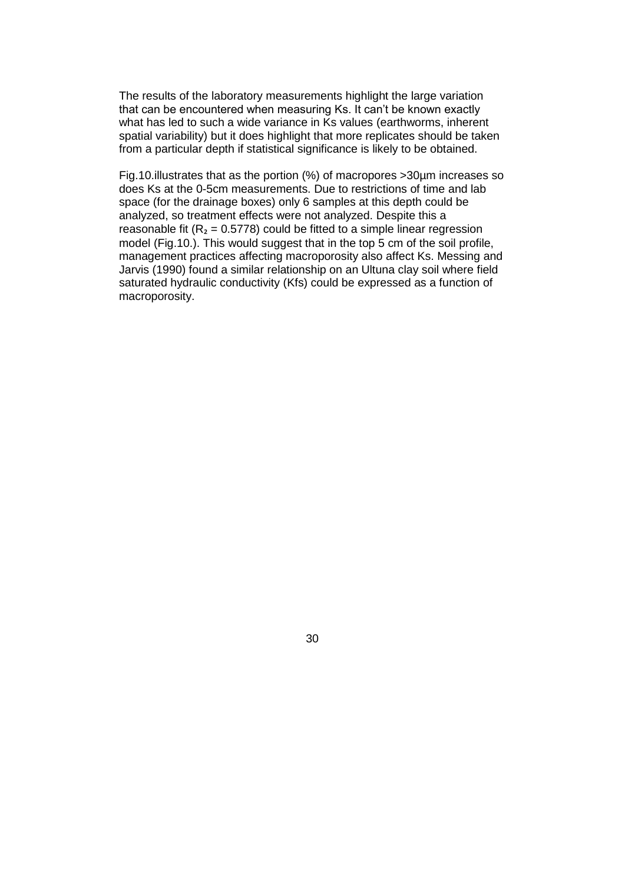The results of the laboratory measurements highlight the large variation that can be encountered when measuring Ks. It can't be known exactly what has led to such a wide variance in Ks values (earthworms, inherent spatial variability) but it does highlight that more replicates should be taken from a particular depth if statistical significance is likely to be obtained.

Fig.10.illustrates that as the portion (%) of macropores >30µm increases so does Ks at the 0-5cm measurements. Due to restrictions of time and lab space (for the drainage boxes) only 6 samples at this depth could be analyzed, so treatment effects were not analyzed. Despite this a reasonable fit ($R_2$ = 0.5778) could be fitted to a simple linear regression model (Fig.10.). This would suggest that in the top 5 cm of the soil profile, management practices affecting macroporosity also affect Ks. Messing and Jarvis (1990) found a similar relationship on an Ultuna clay soil where field saturated hydraulic conductivity (Kfs) could be expressed as a function of macroporosity.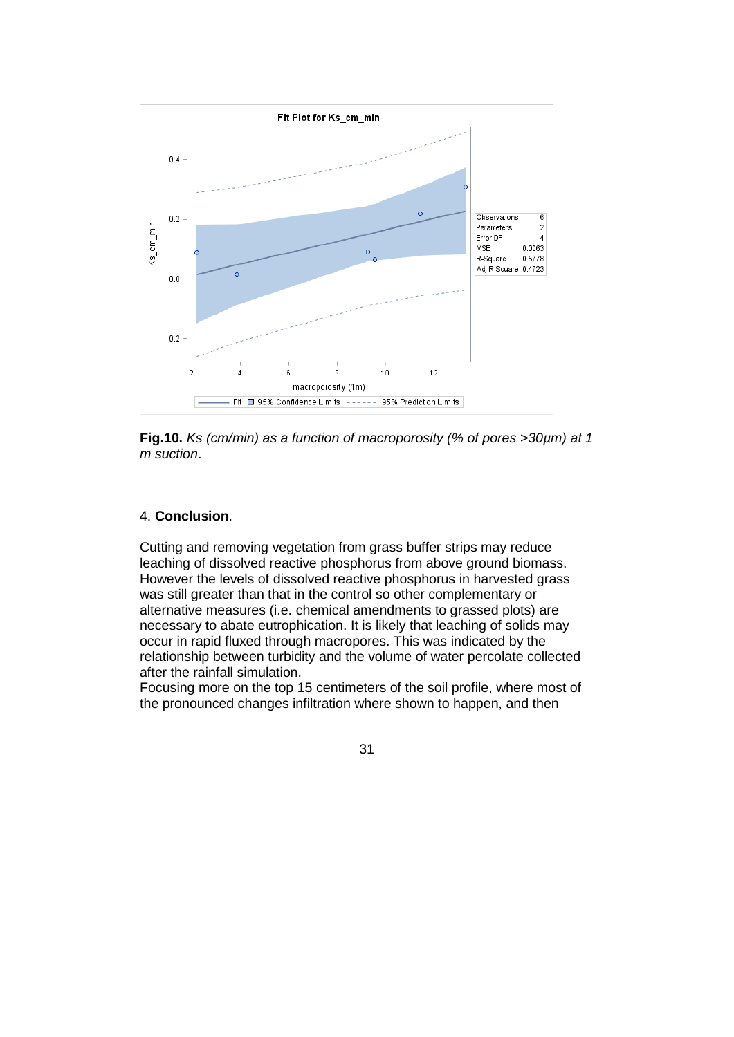**Fig.10.** *Ks (cm/min) as a function of macroporosity (% of pores >30µm) at 1 m suction*.

4. **Conclusion**.

Cutting and removing vegetation from grass buffer strips may reduce leaching of dissolved reactive phosphorus from above ground biomass. However the levels of dissolved reactive phosphorus in harvested grass was still greater than that in the control so other complementary or alternative measures (i.e. chemical amendments to grassed plots) are necessary to abate eutrophication. It is likely that leaching of solids may occur in rapid fluxed through macropores. This was indicated by the relationship between turbidity and the volume of water percolate collected after the rainfall simulation.

Focusing more on the top 15 centimeters of the soil profile, where most of the pronounced changes infiltration where shown to happen, and then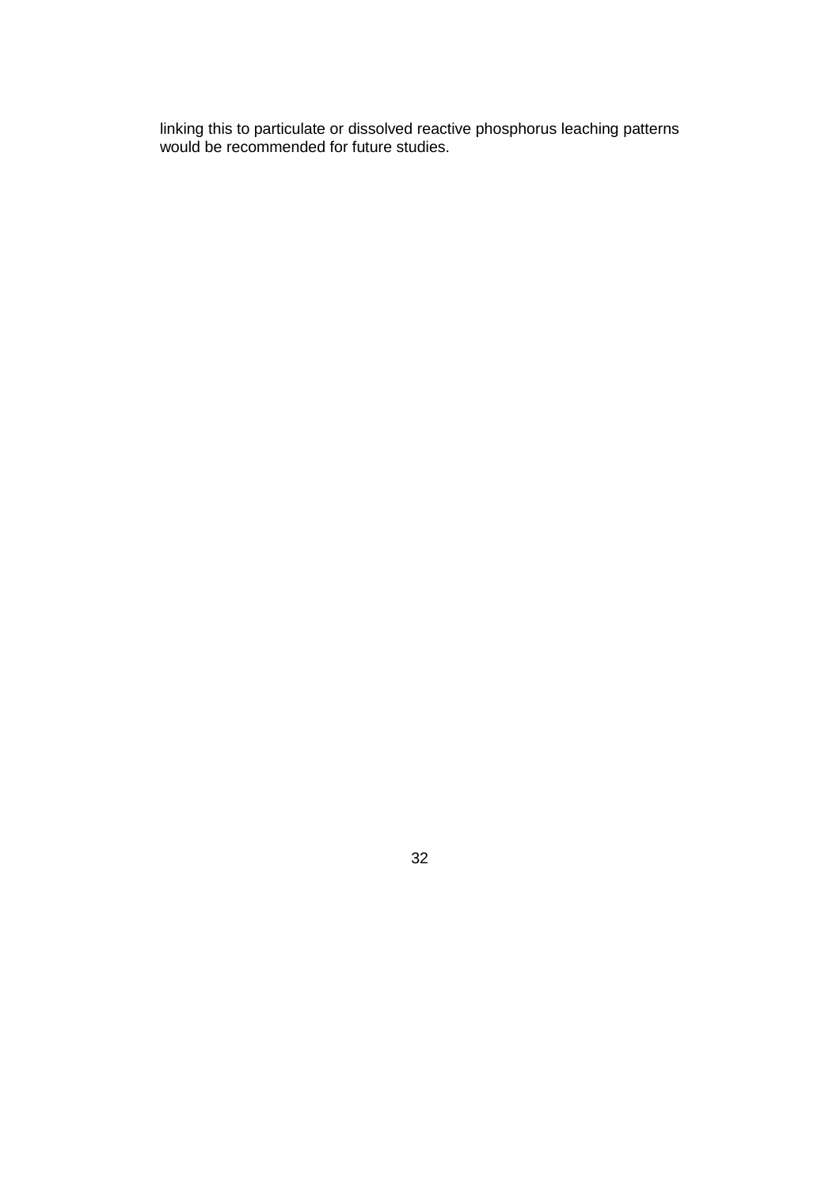linking this to particulate or dissolved reactive phosphorus leaching patterns would be recommended for future studies.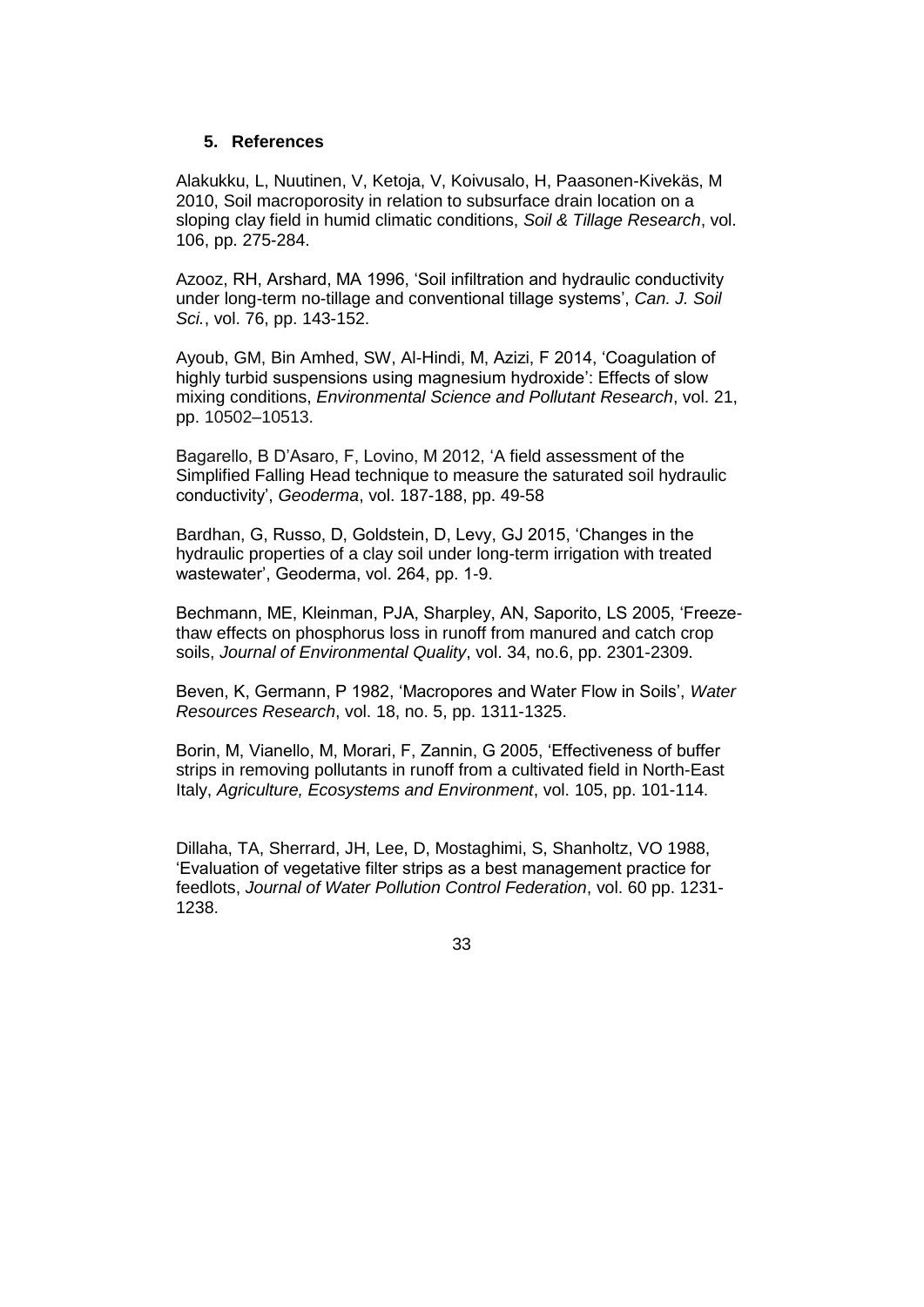## 5. References

Alakukku, L, Nuutinen, V, Ketoja, V, Koivusalo, H, Paasonen-Kivekäs, M 2010, Soil macroporosity in relation to subsurface drain location on a sloping clay field in humid climatic conditions, *Soil & Tillage Research*, vol. 106, pp. 275-284.

Azooz, RH, Arshard, MA 1996, 'Soil infiltration and hydraulic conductivity under long-term no-tillage and conventional tillage systems', *Can. J. Soil Sci.*, vol. 76, pp. 143-152.

Ayoub, GM, Bin Amhed, SW, Al-Hindi, M, Azizi, F 2014, 'Coagulation of highly turbid suspensions using magnesium hydroxide': Effects of slow mixing conditions, *Environmental Science and Pollutant Research*, vol. 21, pp. 10502–10513.

Bagarello, B D'Asaro, F, Lovino, M 2012, 'A field assessment of the Simplified Falling Head technique to measure the saturated soil hydraulic conductivity', *Geoderma*, vol. 187-188, pp. 49-58

Bardhan, G, Russo, D, Goldstein, D, Levy, GJ 2015, 'Changes in the hydraulic properties of a clay soil under long-term irrigation with treated wastewater', Geoderma, vol. 264, pp. 1-9.

Bechmann, ME, Kleinman, PJA, Sharpley, AN, Saporito, LS 2005, 'Freeze-thaw effects on phosphorus loss in runoff from manured and catch crop soils, *Journal of Environmental Quality*, vol. 34, no.6, pp. 2301-2309.

Beven, K, Germann, P 1982, 'Macropores and Water Flow in Soils', *Water Resources Research*, vol. 18, no. 5, pp. 1311-1325.

Borin, M, Vianello, M, Morari, F, Zannin, G 2005, 'Effectiveness of buffer strips in removing pollutants in runoff from a cultivated field in North-East Italy, *Agriculture, Ecosystems and Environment*, vol. 105, pp. 101-114.

Dillaha, TA, Sherrard, JH, Lee, D, Mostaghimi, S, Shanholtz, VO 1988, 'Evaluation of vegetative filter strips as a best management practice for feedlots, *Journal of Water Pollution Control Federation*, vol. 60 pp. 1231-1238.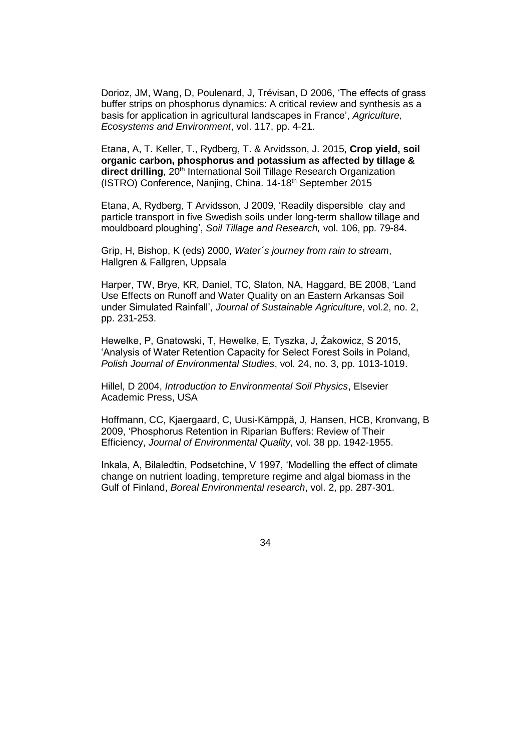Dorioz, JM, Wang, D, Poulenard, J, Trévisan, D 2006, 'The effects of grass buffer strips on phosphorus dynamics: A critical review and synthesis as a basis for application in agricultural landscapes in France', *Agriculture, Ecosystems and Environment*, vol. 117, pp. 4-21.

Etana, A, T. Keller, T., Rydberg, T. & Arvidsson, J. 2015, **Crop yield, soil organic carbon, phosphorus and potassium as affected by tillage & direct drilling**, 20[th] International Soil Tillage Research Organization (ISTRO) Conference, Nanjing, China. 14-18[th] September 2015

Etana, A, Rydberg, T Arvidsson, J 2009, 'Readily dispersible clay and particle transport in five Swedish soils under long-term shallow tillage and mouldboard ploughing', *Soil Tillage and Research,* vol. 106, pp. 79-84.

Grip, H, Bishop, K (eds) 2000, *Water´s journey from rain to stream*, Hallgren & Fallgren, Uppsala

Harper, TW, Brye, KR, Daniel, TC, Slaton, NA, Haggard, BE 2008, 'Land Use Effects on Runoff and Water Quality on an Eastern Arkansas Soil under Simulated Rainfall', *Journal of Sustainable Agriculture*, vol.2, no. 2, pp. 231-253.

Hewelke, P, Gnatowski, T, Hewelke, E, Tyszka, J, Źakowicz, S 2015, 'Analysis of Water Retention Capacity for Select Forest Soils in Poland, *Polish Journal of Environmental Studies*, vol. 24, no. 3, pp. 1013-1019.

Hillel, D 2004, *Introduction to Environmental Soil Physics*, Elsevier Academic Press, USA

Hoffmann, CC, Kjaergaard, C, Uusi-Kämppä, J, Hansen, HCB, Kronvang, B 2009, 'Phosphorus Retention in Riparian Buffers: Review of Their Efficiency, *Journal of Environmental Quality*, vol. 38 pp. 1942-1955.

Inkala, A, Bilaledtin, Podsetchine, V 1997, 'Modelling the effect of climate change on nutrient loading, tempreture regime and algal biomass in the Gulf of Finland, *Boreal Environmental research*, vol. 2, pp. 287-301.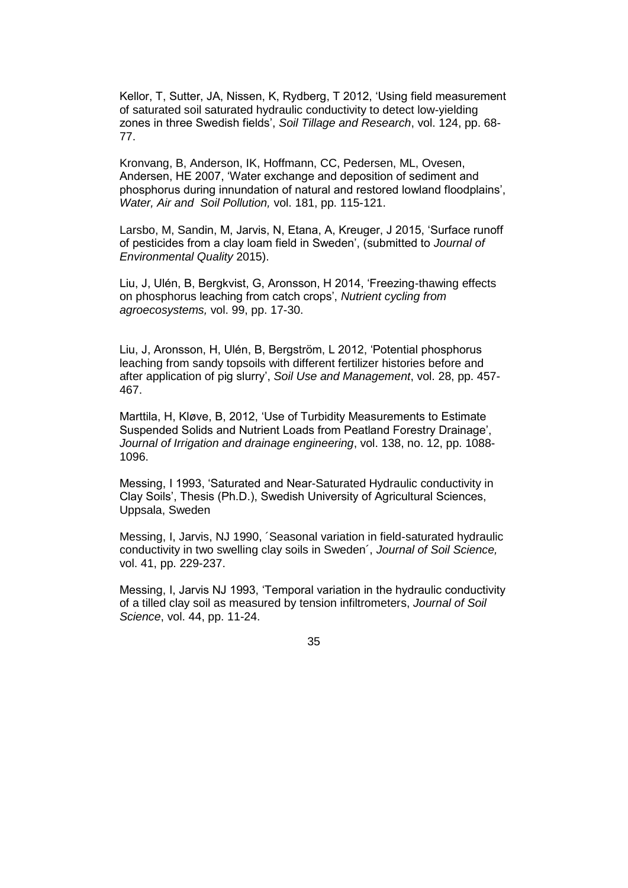Kellor, T, Sutter, JA, Nissen, K, Rydberg, T 2012, 'Using field measurement of saturated soil saturated hydraulic conductivity to detect low-yielding zones in three Swedish fields', *Soil Tillage and Research*, vol. 124, pp. 68-77.

Kronvang, B, Anderson, IK, Hoffmann, CC, Pedersen, ML, Ovesen, Andersen, HE 2007, 'Water exchange and deposition of sediment and phosphorus during innundation of natural and restored lowland floodplains', *Water, Air and Soil Pollution,* vol. 181, pp. 115-121.

Larsbo, M, Sandin, M, Jarvis, N, Etana, A, Kreuger, J 2015, 'Surface runoff of pesticides from a clay loam field in Sweden', (submitted to *Journal of Environmental Quality* 2015).

Liu, J, Ulén, B, Bergkvist, G, Aronsson, H 2014, 'Freezing-thawing effects on phosphorus leaching from catch crops', *Nutrient cycling from agroecosystems,* vol. 99, pp. 17-30.

Liu, J, Aronsson, H, Ulén, B, Bergström, L 2012, 'Potential phosphorus leaching from sandy topsoils with different fertilizer histories before and after application of pig slurry', *Soil Use and Management*, vol. 28, pp. 457-467.

Marttila, H, Kløve, B, 2012, 'Use of Turbidity Measurements to Estimate Suspended Solids and Nutrient Loads from Peatland Forestry Drainage', *Journal of Irrigation and drainage engineering*, vol. 138, no. 12, pp. 1088-1096.

Messing, I 1993, 'Saturated and Near-Saturated Hydraulic conductivity in Clay Soils', Thesis (Ph.D.), Swedish University of Agricultural Sciences, Uppsala, Sweden

Messing, I, Jarvis, NJ 1990, ´Seasonal variation in field-saturated hydraulic conductivity in two swelling clay soils in Sweden´, *Journal of Soil Science,* vol. 41, pp. 229-237.

Messing, I, Jarvis NJ 1993, 'Temporal variation in the hydraulic conductivity of a tilled clay soil as measured by tension infiltrometers, *Journal of Soil Science*, vol. 44, pp. 11-24.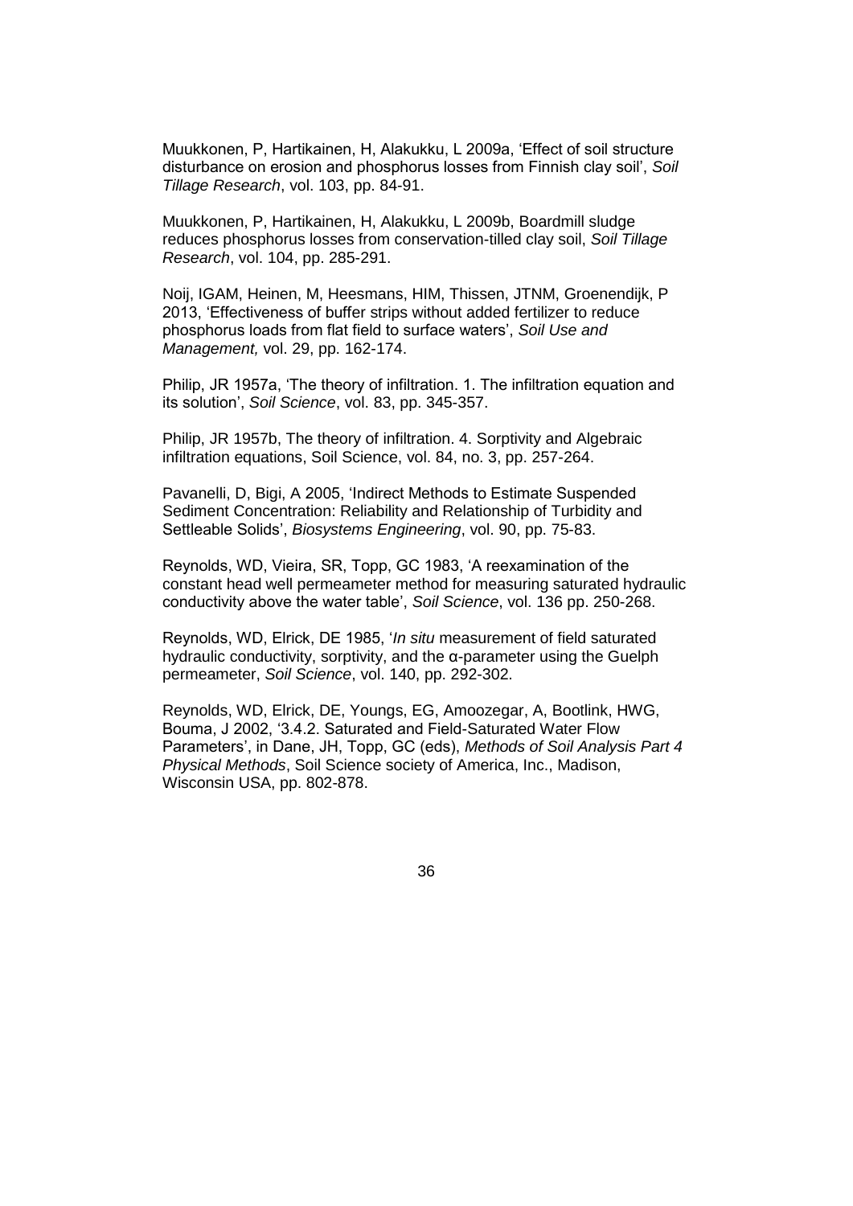Muukkonen, P, Hartikainen, H, Alakukku, L 2009a, 'Effect of soil structure disturbance on erosion and phosphorus losses from Finnish clay soil', *Soil Tillage Research*, vol. 103, pp. 84-91.

Muukkonen, P, Hartikainen, H, Alakukku, L 2009b, Boardmill sludge reduces phosphorus losses from conservation-tilled clay soil, *Soil Tillage Research*, vol. 104, pp. 285-291.

Noij, IGAM, Heinen, M, Heesmans, HIM, Thissen, JTNM, Groenendijk, P 2013, 'Effectiveness of buffer strips without added fertilizer to reduce phosphorus loads from flat field to surface waters', *Soil Use and Management,* vol. 29, pp. 162-174.

Philip, JR 1957a, 'The theory of infiltration. 1. The infiltration equation and its solution', *Soil Science*, vol. 83, pp. 345-357.

Philip, JR 1957b, The theory of infiltration. 4. Sorptivity and Algebraic infiltration equations, Soil Science, vol. 84, no. 3, pp. 257-264.

Pavanelli, D, Bigi, A 2005, 'Indirect Methods to Estimate Suspended Sediment Concentration: Reliability and Relationship of Turbidity and Settleable Solids', *Biosystems Engineering*, vol. 90, pp. 75-83.

Reynolds, WD, Vieira, SR, Topp, GC 1983, 'A reexamination of the constant head well permeameter method for measuring saturated hydraulic conductivity above the water table', *Soil Science*, vol. 136 pp. 250-268.

Reynolds, WD, Elrick, DE 1985, '*In situ* measurement of field saturated hydraulic conductivity, sorptivity, and the α-parameter using the Guelph permeameter, *Soil Science*, vol. 140, pp. 292-302.

Reynolds, WD, Elrick, DE, Youngs, EG, Amoozegar, A, Bootlink, HWG, Bouma, J 2002, '3.4.2. Saturated and Field-Saturated Water Flow Parameters', in Dane, JH, Topp, GC (eds), *Methods of Soil Analysis Part 4 Physical Methods*, Soil Science society of America, Inc., Madison, Wisconsin USA, pp. 802-878.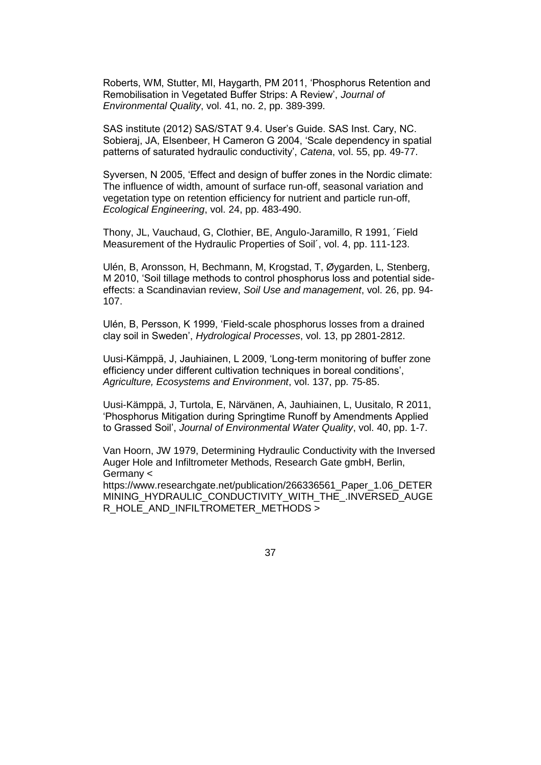Roberts, WM, Stutter, MI, Haygarth, PM 2011, 'Phosphorus Retention and Remobilisation in Vegetated Buffer Strips: A Review', *Journal of Environmental Quality*, vol. 41, no. 2, pp. 389-399.

SAS institute (2012) SAS/STAT 9.4. User's Guide. SAS Inst. Cary, NC. Sobieraj, JA, Elsenbeer, H Cameron G 2004, 'Scale dependency in spatial patterns of saturated hydraulic conductivity', *Catena*, vol. 55, pp. 49-77.

Syversen, N 2005, 'Effect and design of buffer zones in the Nordic climate: The influence of width, amount of surface run-off, seasonal variation and vegetation type on retention efficiency for nutrient and particle run-off, *Ecological Engineering*, vol. 24, pp. 483-490.

Thony, JL, Vauchaud, G, Clothier, BE, Angulo-Jaramillo, R 1991, ´Field Measurement of the Hydraulic Properties of Soil´, vol. 4, pp. 111-123.

Ulén, B, Aronsson, H, Bechmann, M, Krogstad, T, Øygarden, L, Stenberg, M 2010, 'Soil tillage methods to control phosphorus loss and potential side-effects: a Scandinavian review, *Soil Use and management*, vol. 26, pp. 94-107.

Ulén, B, Persson, K 1999, 'Field-scale phosphorus losses from a drained clay soil in Sweden', *Hydrological Processes*, vol. 13, pp 2801-2812.

Uusi-Kämppä, J, Jauhiainen, L 2009, 'Long-term monitoring of buffer zone efficiency under different cultivation techniques in boreal conditions', *Agriculture, Ecosystems and Environment*, vol. 137, pp. 75-85.

Uusi-Kämppä, J, Turtola, E, Närvänen, A, Jauhiainen, L, Uusitalo, R 2011, 'Phosphorus Mitigation during Springtime Runoff by Amendments Applied to Grassed Soil', *Journal of Environmental Water Quality*, vol. 40, pp. 1-7.

Van Hoorn, JW 1979, Determining Hydraulic Conductivity with the Inversed Auger Hole and Infiltrometer Methods, Research Gate gmbH, Berlin, Germany < https://www.researchgate.net/publication/266336561_Paper_1.06_DETERMINING_HYDRAULIC_CONDUCTIVITY_WITH_THE_.INVERSED_AUGER_HOLE_AND_INFILTROMETER_METHODS >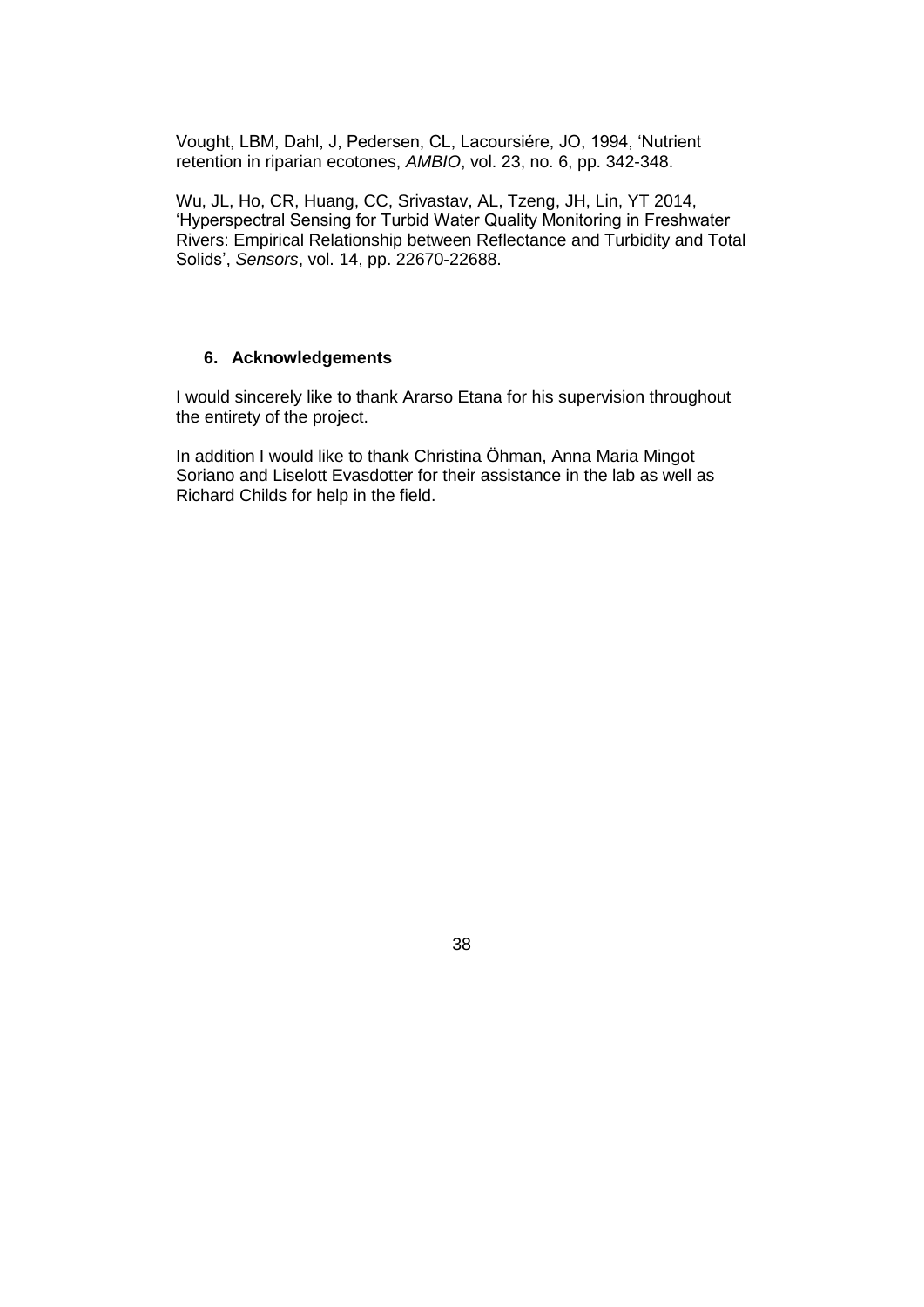Vought, LBM, Dahl, J, Pedersen, CL, Lacoursiére, JO, 1994, 'Nutrient retention in riparian ecotones, *AMBIO*, vol. 23, no. 6, pp. 342-348.

Wu, JL, Ho, CR, Huang, CC, Srivastav, AL, Tzeng, JH, Lin, YT 2014, 'Hyperspectral Sensing for Turbid Water Quality Monitoring in Freshwater Rivers: Empirical Relationship between Reflectance and Turbidity and Total Solids', *Sensors*, vol. 14, pp. 22670-22688.

## 6. Acknowledgements

I would sincerely like to thank Ararso Etana for his supervision throughout the entirety of the project.

In addition I would like to thank Christina Öhman, Anna Maria Mingot Soriano and Liselott Evasdotter for their assistance in the lab as well as Richard Childs for help in the field.